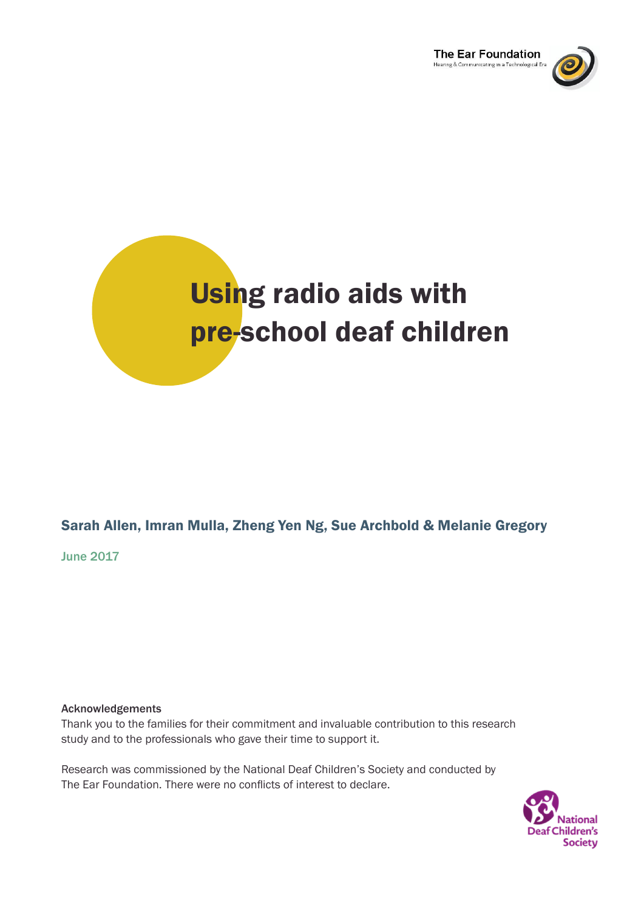The Ear Foundation
Hearing & Communicating in a Technological Era

# Using radio aids with pre-school deaf children

**Sarah Allen, Imran Mulla, Zheng Yen Ng, Sue Archbold & Melanie Gregory**

June 2017

**Acknowledgements**

Thank you to the families for their commitment and invaluable contribution to this research study and to the professionals who gave their time to support it.

Research was commissioned by the National Deaf Children's Society and conducted by The Ear Foundation. There were no conflicts of interest to declare.

National Deaf Children's Society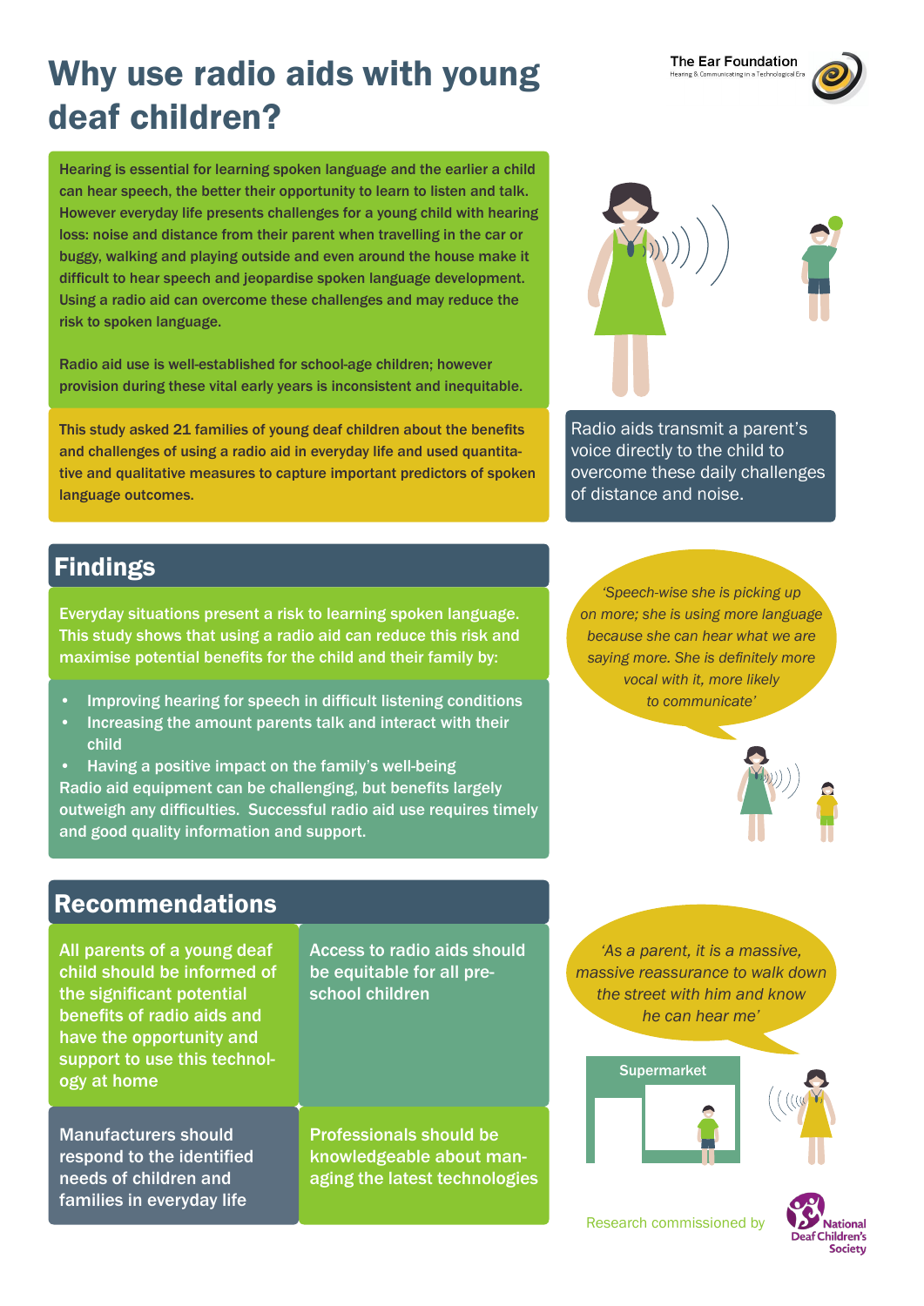# Why use radio aids with young deaf children?

The Ear Foundation
Hearing & Communicating in a Technological Era

Hearing is essential for learning spoken language and the earlier a child can hear speech, the better their opportunity to learn to listen and talk. However everyday life presents challenges for a young child with hearing loss: noise and distance from their parent when travelling in the car or buggy, walking and playing outside and even around the house make it difficult to hear speech and jeopardise spoken language development. Using a radio aid can overcome these challenges and may reduce the risk to spoken language.

Radio aid use is well-established for school-age children; however provision during these vital early years is inconsistent and inequitable.

This study asked 21 families of young deaf children about the benefits and challenges of using a radio aid in everyday life and used quantitative and qualitative measures to capture important predictors of spoken language outcomes.

Radio aids transmit a parent's voice directly to the child to overcome these daily challenges of distance and noise.

## Findings

Everyday situations present a risk to learning spoken language. This study shows that using a radio aid can reduce this risk and maximise potential benefits for the child and their family by:

- Improving hearing for speech in difficult listening conditions
- Increasing the amount parents talk and interact with their child
- Having a positive impact on the family's well-being

Radio aid equipment can be challenging, but benefits largely outweigh any difficulties. Successful radio aid use requires timely and good quality information and support.

*'Speech-wise she is picking up on more; she is using more language because she can hear what we are saying more. She is definitely more vocal with it, more likely to communicate'*

## Recommendations

All parents of a young deaf child should be informed of the significant potential benefits of radio aids and have the opportunity and support to use this technology at home

Access to radio aids should be equitable for all pre-school children

Manufacturers should respond to the identified needs of children and families in everyday life

Professionals should be knowledgeable about managing the latest technologies

*'As a parent, it is a massive, massive reassurance to walk down the street with him and know he can hear me'*

Supermarket

Research commissioned by National Deaf Children's Society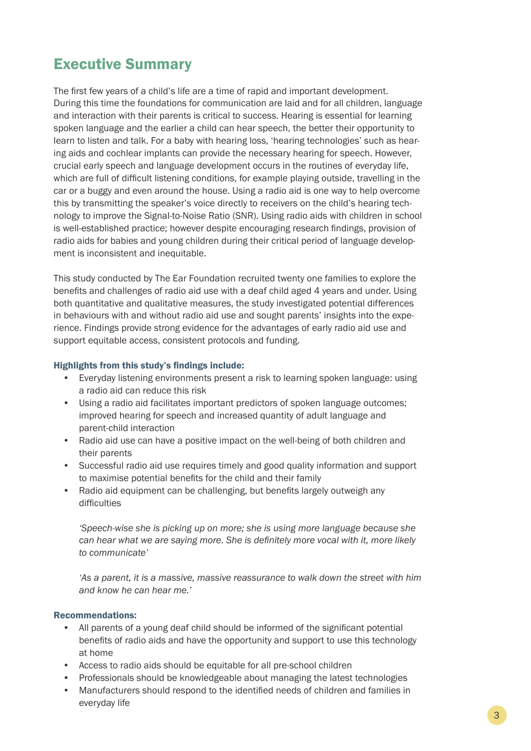## Executive Summary

The first few years of a child's life are a time of rapid and important development. During this time the foundations for communication are laid and for all children, language and interaction with their parents is critical to success. Hearing is essential for learning spoken language and the earlier a child can hear speech, the better their opportunity to learn to listen and talk. For a baby with hearing loss, 'hearing technologies' such as hearing aids and cochlear implants can provide the necessary hearing for speech. However, crucial early speech and language development occurs in the routines of everyday life, which are full of difficult listening conditions, for example playing outside, travelling in the car or a buggy and even around the house. Using a radio aid is one way to help overcome this by transmitting the speaker's voice directly to receivers on the child's hearing technology to improve the Signal-to-Noise Ratio (SNR). Using radio aids with children in school is well-established practice; however despite encouraging research findings, provision of radio aids for babies and young children during their critical period of language development is inconsistent and inequitable.

This study conducted by The Ear Foundation recruited twenty one families to explore the benefits and challenges of radio aid use with a deaf child aged 4 years and under. Using both quantitative and qualitative measures, the study investigated potential differences in behaviours with and without radio aid use and sought parents' insights into the experience. Findings provide strong evidence for the advantages of early radio aid use and support equitable access, consistent protocols and funding.

**Highlights from this study's findings include:**

- Everyday listening environments present a risk to learning spoken language: using a radio aid can reduce this risk
- Using a radio aid facilitates important predictors of spoken language outcomes; improved hearing for speech and increased quantity of adult language and parent-child interaction
- Radio aid use can have a positive impact on the well-being of both children and their parents
- Successful radio aid use requires timely and good quality information and support to maximise potential benefits for the child and their family
- Radio aid equipment can be challenging, but benefits largely outweigh any difficulties

> *'Speech-wise she is picking up on more; she is using more language because she can hear what we are saying more. She is definitely more vocal with it, more likely to communicate'*
>
> *'As a parent, it is a massive, massive reassurance to walk down the street with him and know he can hear me.'*

**Recommendations:**

- All parents of a young deaf child should be informed of the significant potential benefits of radio aids and have the opportunity and support to use this technology at home
- Access to radio aids should be equitable for all pre-school children
- Professionals should be knowledgeable about managing the latest technologies
- Manufacturers should respond to the identified needs of children and families in everyday life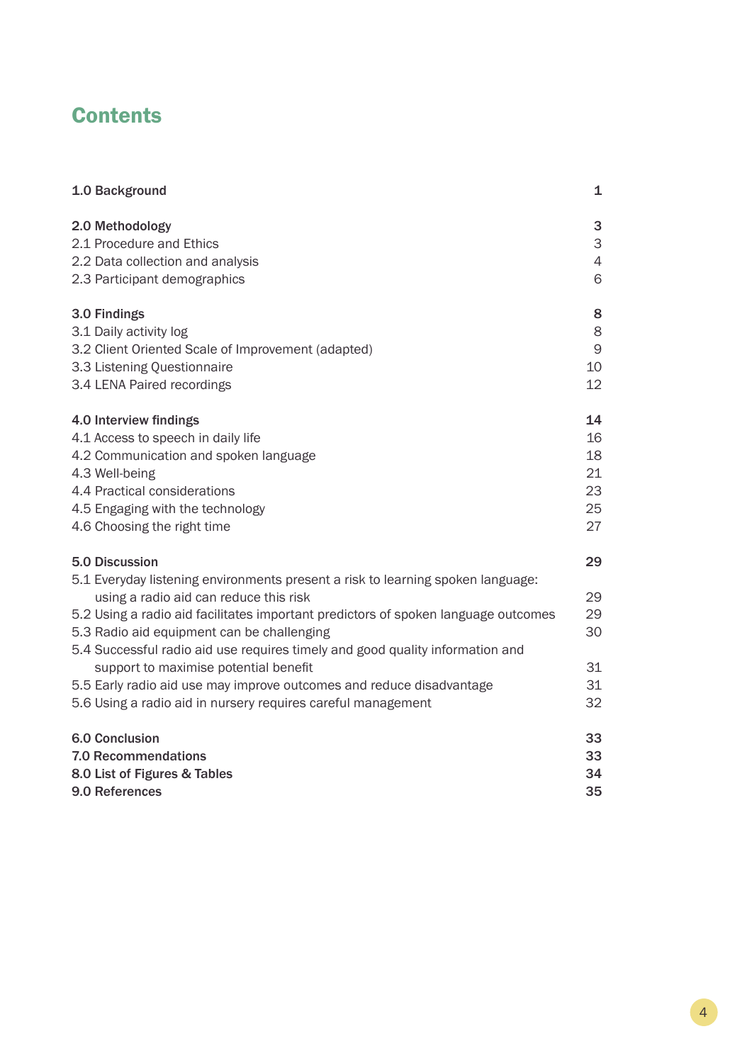# Contents

| | |
|---|---|
| **1.0 Background** | **1** |
| **2.0 Methodology** | **3** |
| 2.1 Procedure and Ethics | 3 |
| 2.2 Data collection and analysis | 4 |
| 2.3 Participant demographics | 6 |
| **3.0 Findings** | **8** |
| 3.1 Daily activity log | 8 |
| 3.2 Client Oriented Scale of Improvement (adapted) | 9 |
| 3.3 Listening Questionnaire | 10 |
| 3.4 LENA Paired recordings | 12 |
| **4.0 Interview findings** | **14** |
| 4.1 Access to speech in daily life | 16 |
| 4.2 Communication and spoken language | 18 |
| 4.3 Well-being | 21 |
| 4.4 Practical considerations | 23 |
| 4.5 Engaging with the technology | 25 |
| 4.6 Choosing the right time | 27 |
| **5.0 Discussion** | **29** |
| 5.1 Everyday listening environments present a risk to learning spoken language: using a radio aid can reduce this risk | 29 |
| 5.2 Using a radio aid facilitates important predictors of spoken language outcomes | 29 |
| 5.3 Radio aid equipment can be challenging | 30 |
| 5.4 Successful radio aid use requires timely and good quality information and support to maximise potential benefit | 31 |
| 5.5 Early radio aid use may improve outcomes and reduce disadvantage | 31 |
| 5.6 Using a radio aid in nursery requires careful management | 32 |
| **6.0 Conclusion** | **33** |
| **7.0 Recommendations** | **33** |
| **8.0 List of Figures & Tables** | **34** |
| **9.0 References** | **35** |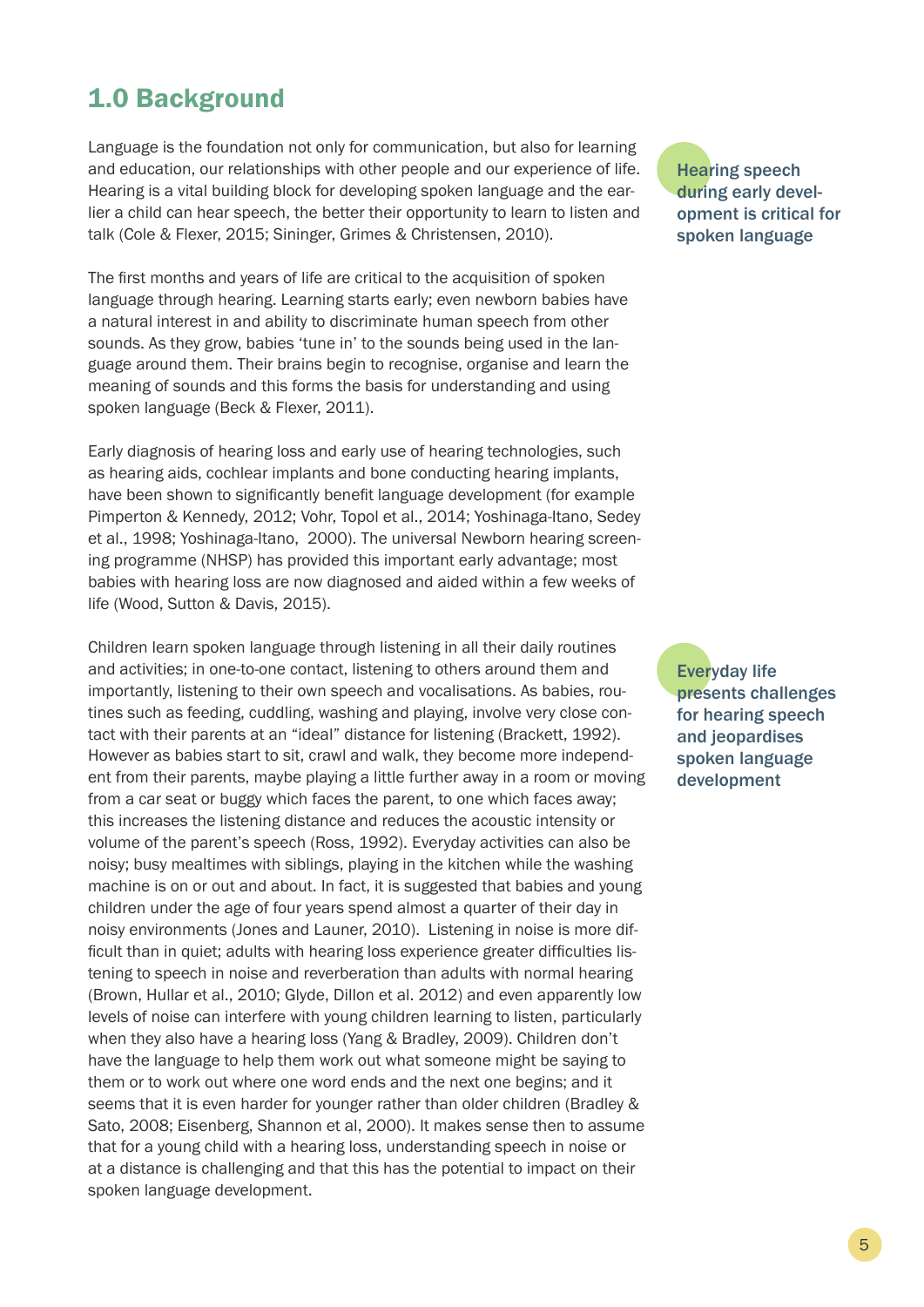## 1.0 Background

Language is the foundation not only for communication, but also for learning and education, our relationships with other people and our experience of life. Hearing is a vital building block for developing spoken language and the earlier a child can hear speech, the better their opportunity to learn to listen and talk (Cole & Flexer, 2015; Sininger, Grimes & Christensen, 2010).

**Hearing speech during early development is critical for spoken language**

The first months and years of life are critical to the acquisition of spoken language through hearing. Learning starts early; even newborn babies have a natural interest in and ability to discriminate human speech from other sounds. As they grow, babies 'tune in' to the sounds being used in the language around them. Their brains begin to recognise, organise and learn the meaning of sounds and this forms the basis for understanding and using spoken language (Beck & Flexer, 2011).

Early diagnosis of hearing loss and early use of hearing technologies, such as hearing aids, cochlear implants and bone conducting hearing implants, have been shown to significantly benefit language development (for example Pimperton & Kennedy, 2012; Vohr, Topol et al., 2014; Yoshinaga-Itano, Sedey et al., 1998; Yoshinaga-Itano, 2000). The universal Newborn hearing screening programme (NHSP) has provided this important early advantage; most babies with hearing loss are now diagnosed and aided within a few weeks of life (Wood, Sutton & Davis, 2015).

**Everyday life presents challenges for hearing speech and jeopardises spoken language development**

Children learn spoken language through listening in all their daily routines and activities; in one-to-one contact, listening to others around them and importantly, listening to their own speech and vocalisations. As babies, routines such as feeding, cuddling, washing and playing, involve very close contact with their parents at an "ideal" distance for listening (Brackett, 1992). However as babies start to sit, crawl and walk, they become more independent from their parents, maybe playing a little further away in a room or moving from a car seat or buggy which faces the parent, to one which faces away; this increases the listening distance and reduces the acoustic intensity or volume of the parent's speech (Ross, 1992). Everyday activities can also be noisy; busy mealtimes with siblings, playing in the kitchen while the washing machine is on or out and about. In fact, it is suggested that babies and young children under the age of four years spend almost a quarter of their day in noisy environments (Jones and Launer, 2010). Listening in noise is more difficult than in quiet; adults with hearing loss experience greater difficulties listening to speech in noise and reverberation than adults with normal hearing (Brown, Hullar et al., 2010; Glyde, Dillon et al. 2012) and even apparently low levels of noise can interfere with young children learning to listen, particularly when they also have a hearing loss (Yang & Bradley, 2009). Children don't have the language to help them work out what someone might be saying to them or to work out where one word ends and the next one begins; and it seems that it is even harder for younger rather than older children (Bradley & Sato, 2008; Eisenberg, Shannon et al, 2000). It makes sense then to assume that for a young child with a hearing loss, understanding speech in noise or at a distance is challenging and that this has the potential to impact on their spoken language development.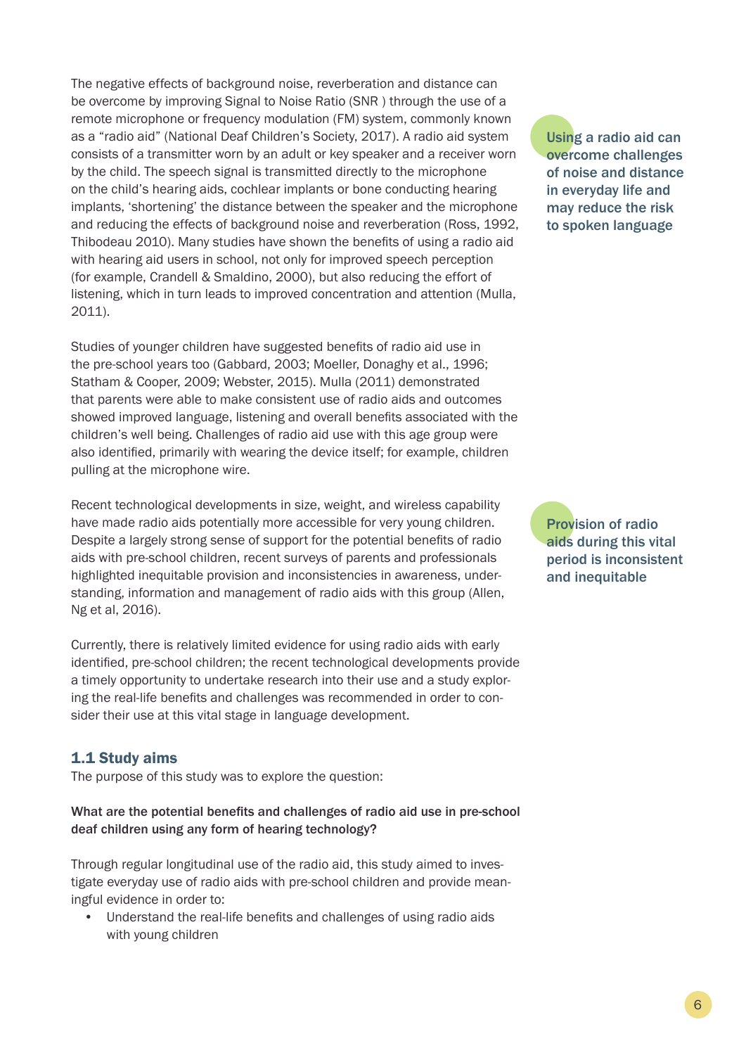The negative effects of background noise, reverberation and distance can be overcome by improving Signal to Noise Ratio (SNR ) through the use of a remote microphone or frequency modulation (FM) system, commonly known as a "radio aid" (National Deaf Children's Society, 2017). A radio aid system consists of a transmitter worn by an adult or key speaker and a receiver worn by the child. The speech signal is transmitted directly to the microphone on the child's hearing aids, cochlear implants or bone conducting hearing implants, 'shortening' the distance between the speaker and the microphone and reducing the effects of background noise and reverberation (Ross, 1992, Thibodeau 2010). Many studies have shown the benefits of using a radio aid with hearing aid users in school, not only for improved speech perception (for example, Crandell & Smaldino, 2000), but also reducing the effort of listening, which in turn leads to improved concentration and attention (Mulla, 2011).

**Using a radio aid can overcome challenges of noise and distance in everyday life and may reduce the risk to spoken language**

Studies of younger children have suggested benefits of radio aid use in the pre-school years too (Gabbard, 2003; Moeller, Donaghy et al., 1996; Statham & Cooper, 2009; Webster, 2015). Mulla (2011) demonstrated that parents were able to make consistent use of radio aids and outcomes showed improved language, listening and overall benefits associated with the children's well being. Challenges of radio aid use with this age group were also identified, primarily with wearing the device itself; for example, children pulling at the microphone wire.

Recent technological developments in size, weight, and wireless capability have made radio aids potentially more accessible for very young children. Despite a largely strong sense of support for the potential benefits of radio aids with pre-school children, recent surveys of parents and professionals highlighted inequitable provision and inconsistencies in awareness, understanding, information and management of radio aids with this group (Allen, Ng et al, 2016).

**Provision of radio aids during this vital period is inconsistent and inequitable**

Currently, there is relatively limited evidence for using radio aids with early identified, pre-school children; the recent technological developments provide a timely opportunity to undertake research into their use and a study exploring the real-life benefits and challenges was recommended in order to consider their use at this vital stage in language development.

### 1.1 Study aims

The purpose of this study was to explore the question:

**What are the potential benefits and challenges of radio aid use in pre-school deaf children using any form of hearing technology?**

Through regular longitudinal use of the radio aid, this study aimed to investigate everyday use of radio aids with pre-school children and provide meaningful evidence in order to:

- Understand the real-life benefits and challenges of using radio aids with young children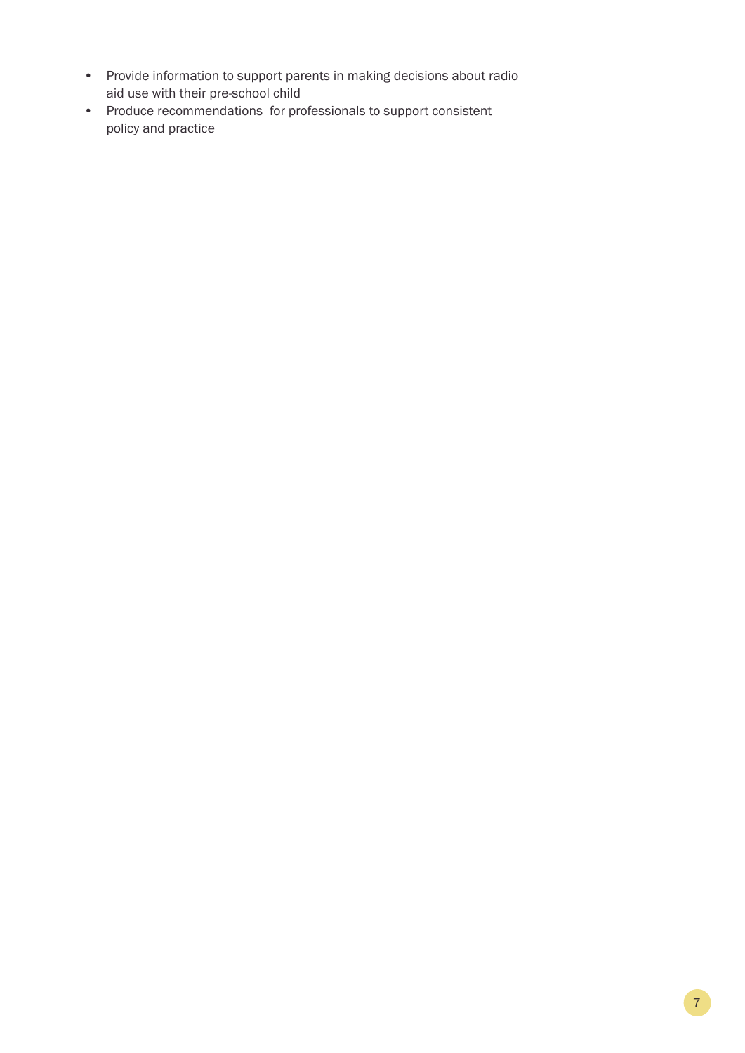- Provide information to support parents in making decisions about radio aid use with their pre-school child
- Produce recommendations for professionals to support consistent policy and practice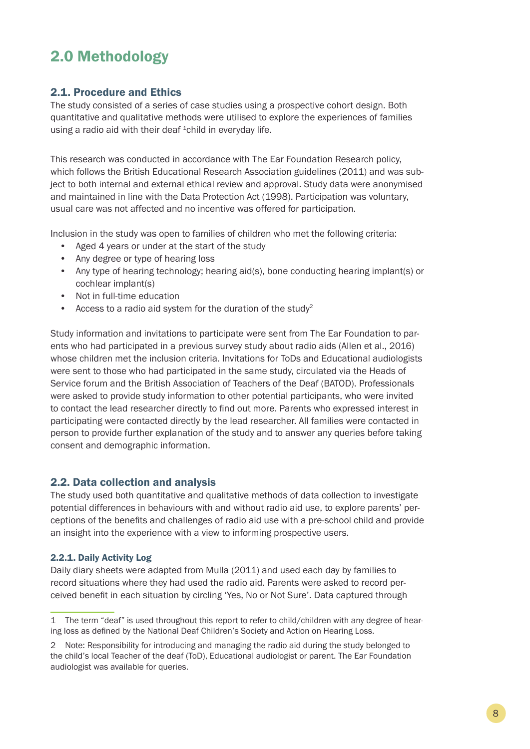# 2.0 Methodology

## 2.1. Procedure and Ethics

The study consisted of a series of case studies using a prospective cohort design. Both quantitative and qualitative methods were utilised to explore the experiences of families using a radio aid with their deaf [1]child in everyday life.

This research was conducted in accordance with The Ear Foundation Research policy, which follows the British Educational Research Association guidelines (2011) and was subject to both internal and external ethical review and approval. Study data were anonymised and maintained in line with the Data Protection Act (1998). Participation was voluntary, usual care was not affected and no incentive was offered for participation.

Inclusion in the study was open to families of children who met the following criteria:

- Aged 4 years or under at the start of the study
- Any degree or type of hearing loss
- Any type of hearing technology; hearing aid(s), bone conducting hearing implant(s) or cochlear implant(s)
- Not in full-time education
- Access to a radio aid system for the duration of the study[2]

Study information and invitations to participate were sent from The Ear Foundation to parents who had participated in a previous survey study about radio aids (Allen et al., 2016) whose children met the inclusion criteria. Invitations for ToDs and Educational audiologists were sent to those who had participated in the same study, circulated via the Heads of Service forum and the British Association of Teachers of the Deaf (BATOD). Professionals were asked to provide study information to other potential participants, who were invited to contact the lead researcher directly to find out more. Parents who expressed interest in participating were contacted directly by the lead researcher. All families were contacted in person to provide further explanation of the study and to answer any queries before taking consent and demographic information.

## 2.2. Data collection and analysis

The study used both quantitative and qualitative methods of data collection to investigate potential differences in behaviours with and without radio aid use, to explore parents' perceptions of the benefits and challenges of radio aid use with a pre-school child and provide an insight into the experience with a view to informing prospective users.

### 2.2.1. Daily Activity Log

Daily diary sheets were adapted from Mulla (2011) and used each day by families to record situations where they had used the radio aid. Parents were asked to record perceived benefit in each situation by circling 'Yes, No or Not Sure'. Data captured through

---

1 The term "deaf" is used throughout this report to refer to child/children with any degree of hearing loss as defined by the National Deaf Children's Society and Action on Hearing Loss.

2 Note: Responsibility for introducing and managing the radio aid during the study belonged to the child's local Teacher of the deaf (ToD), Educational audiologist or parent. The Ear Foundation audiologist was available for queries.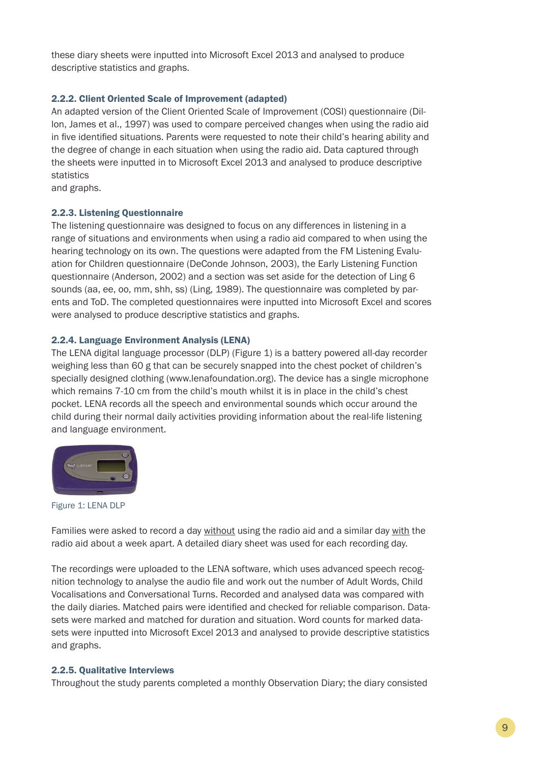these diary sheets were inputted into Microsoft Excel 2013 and analysed to produce descriptive statistics and graphs.

### 2.2.2. Client Oriented Scale of Improvement (adapted)

An adapted version of the Client Oriented Scale of Improvement (COSI) questionnaire (Dillon, James et al., 1997) was used to compare perceived changes when using the radio aid in five identified situations. Parents were requested to note their child's hearing ability and the degree of change in each situation when using the radio aid. Data captured through the sheets were inputted in to Microsoft Excel 2013 and analysed to produce descriptive statistics
and graphs.

### 2.2.3. Listening Questionnaire

The listening questionnaire was designed to focus on any differences in listening in a range of situations and environments when using a radio aid compared to when using the hearing technology on its own. The questions were adapted from the FM Listening Evaluation for Children questionnaire (DeConde Johnson, 2003), the Early Listening Function questionnaire (Anderson, 2002) and a section was set aside for the detection of Ling 6 sounds (aa, ee, oo, mm, shh, ss) (Ling, 1989). The questionnaire was completed by parents and ToD. The completed questionnaires were inputted into Microsoft Excel and scores were analysed to produce descriptive statistics and graphs.

### 2.2.4. Language Environment Analysis (LENA)

The LENA digital language processor (DLP) (Figure 1) is a battery powered all-day recorder weighing less than 60 g that can be securely snapped into the chest pocket of children's specially designed clothing (www.lenafoundation.org). The device has a single microphone which remains 7-10 cm from the child's mouth whilst it is in place in the child's chest pocket. LENA records all the speech and environmental sounds which occur around the child during their normal daily activities providing information about the real-life listening and language environment.

Figure 1: LENA DLP

Families were asked to record a day without using the radio aid and a similar day with the radio aid about a week apart. A detailed diary sheet was used for each recording day.

The recordings were uploaded to the LENA software, which uses advanced speech recognition technology to analyse the audio file and work out the number of Adult Words, Child Vocalisations and Conversational Turns. Recorded and analysed data was compared with the daily diaries. Matched pairs were identified and checked for reliable comparison. Datasets were marked and matched for duration and situation. Word counts for marked datasets were inputted into Microsoft Excel 2013 and analysed to provide descriptive statistics and graphs.

### 2.2.5. Qualitative Interviews

Throughout the study parents completed a monthly Observation Diary; the diary consisted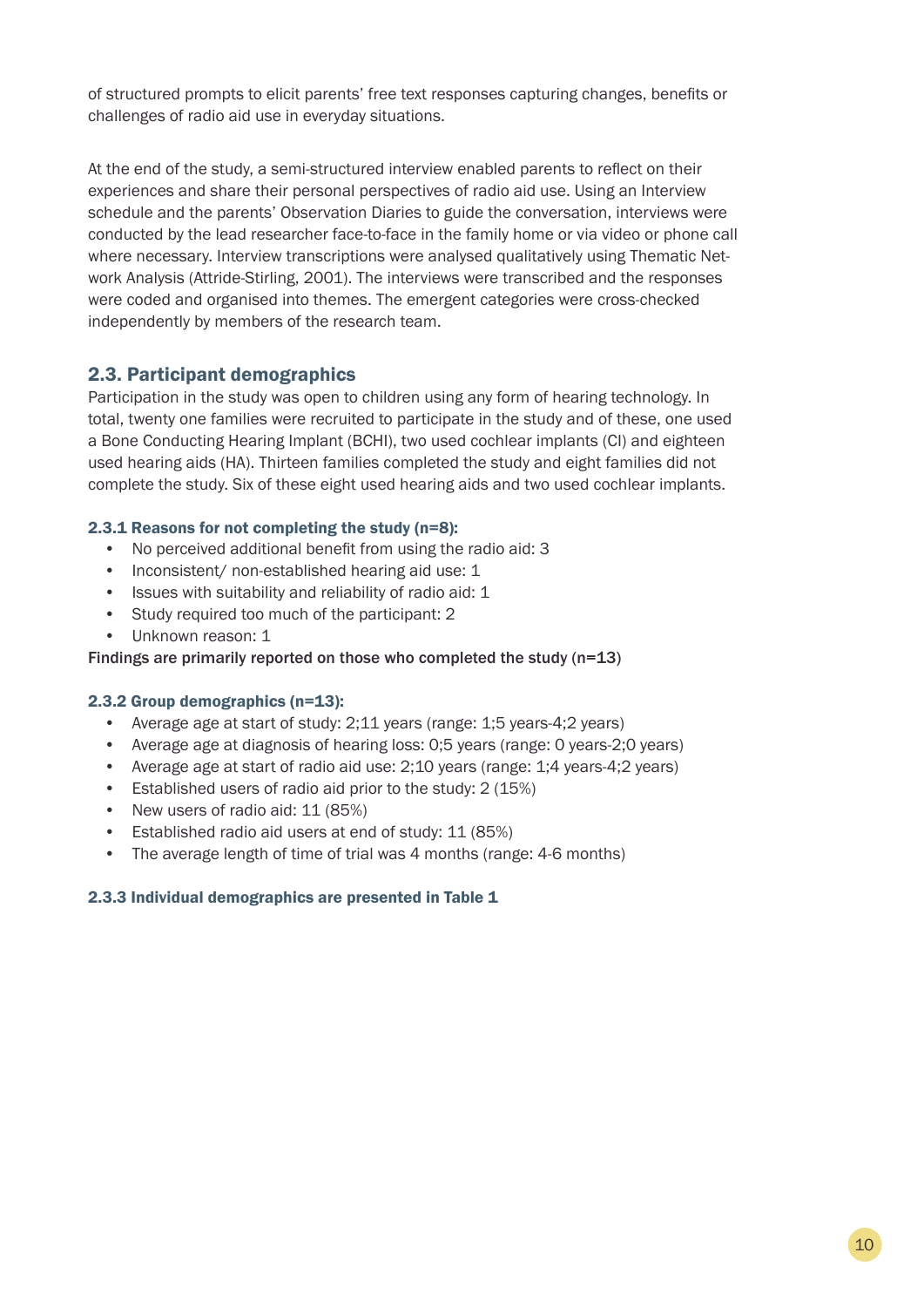of structured prompts to elicit parents' free text responses capturing changes, benefits or challenges of radio aid use in everyday situations.

At the end of the study, a semi-structured interview enabled parents to reflect on their experiences and share their personal perspectives of radio aid use. Using an Interview schedule and the parents' Observation Diaries to guide the conversation, interviews were conducted by the lead researcher face-to-face in the family home or via video or phone call where necessary. Interview transcriptions were analysed qualitatively using Thematic Network Analysis (Attride-Stirling, 2001). The interviews were transcribed and the responses were coded and organised into themes. The emergent categories were cross-checked independently by members of the research team.

## 2.3. Participant demographics

Participation in the study was open to children using any form of hearing technology. In total, twenty one families were recruited to participate in the study and of these, one used a Bone Conducting Hearing Implant (BCHI), two used cochlear implants (CI) and eighteen used hearing aids (HA). Thirteen families completed the study and eight families did not complete the study. Six of these eight used hearing aids and two used cochlear implants.

### 2.3.1 Reasons for not completing the study (n=8):

- No perceived additional benefit from using the radio aid: 3
- Inconsistent/ non-established hearing aid use: 1
- Issues with suitability and reliability of radio aid: 1
- Study required too much of the participant: 2
- Unknown reason: 1

Findings are primarily reported on those who completed the study (n=13)

### 2.3.2 Group demographics (n=13):

- Average age at start of study: 2;11 years (range: 1;5 years-4;2 years)
- Average age at diagnosis of hearing loss: 0;5 years (range: 0 years-2;0 years)
- Average age at start of radio aid use: 2;10 years (range: 1;4 years-4;2 years)
- Established users of radio aid prior to the study: 2 (15%)
- New users of radio aid: 11 (85%)
- Established radio aid users at end of study: 11 (85%)
- The average length of time of trial was 4 months (range: 4-6 months)

### 2.3.3 Individual demographics are presented in Table 1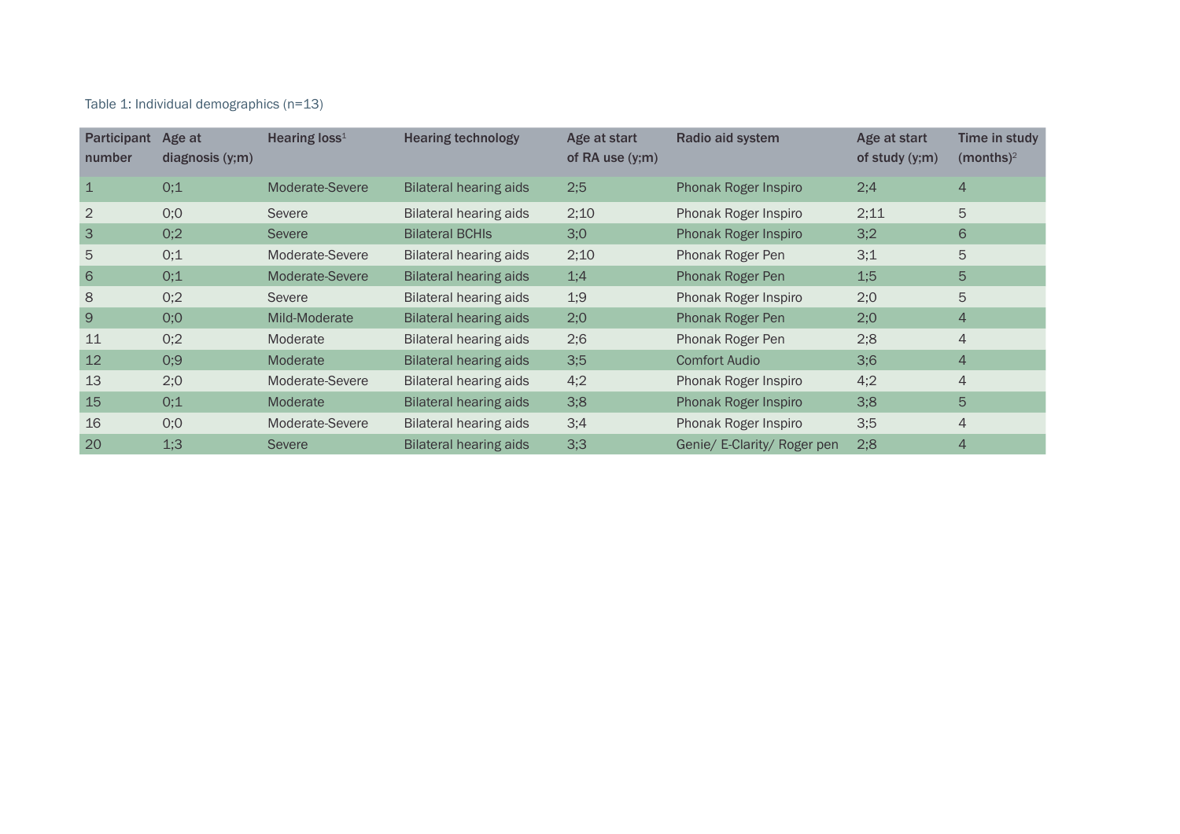Table 1: Individual demographics (n=13)

| Participant number | Age at diagnosis (y;m) | Hearing loss[1] | Hearing technology | Age at start of RA use (y;m) | Radio aid system | Age at start of study (y;m) | Time in study (months)[2] |
|---|---|---|---|---|---|---|---|
| 1 | 0;1 | Moderate-Severe | Bilateral hearing aids | 2;5 | Phonak Roger Inspiro | 2;4 | 4 |
| 2 | 0;0 | Severe | Bilateral hearing aids | 2;10 | Phonak Roger Inspiro | 2;11 | 5 |
| 3 | 0;2 | Severe | Bilateral BCHIs | 3;0 | Phonak Roger Inspiro | 3;2 | 6 |
| 5 | 0;1 | Moderate-Severe | Bilateral hearing aids | 2;10 | Phonak Roger Pen | 3;1 | 5 |
| 6 | 0;1 | Moderate-Severe | Bilateral hearing aids | 1;4 | Phonak Roger Pen | 1;5 | 5 |
| 8 | 0;2 | Severe | Bilateral hearing aids | 1;9 | Phonak Roger Inspiro | 2;0 | 5 |
| 9 | 0;0 | Mild-Moderate | Bilateral hearing aids | 2;0 | Phonak Roger Pen | 2;0 | 4 |
| 11 | 0;2 | Moderate | Bilateral hearing aids | 2;6 | Phonak Roger Pen | 2;8 | 4 |
| 12 | 0;9 | Moderate | Bilateral hearing aids | 3;5 | Comfort Audio | 3;6 | 4 |
| 13 | 2;0 | Moderate-Severe | Bilateral hearing aids | 4;2 | Phonak Roger Inspiro | 4;2 | 4 |
| 15 | 0;1 | Moderate | Bilateral hearing aids | 3;8 | Phonak Roger Inspiro | 3;8 | 5 |
| 16 | 0;0 | Moderate-Severe | Bilateral hearing aids | 3;4 | Phonak Roger Inspiro | 3;5 | 4 |
| 20 | 1;3 | Severe | Bilateral hearing aids | 3;3 | Genie/ E-Clarity/ Roger pen | 2;8 | 4 |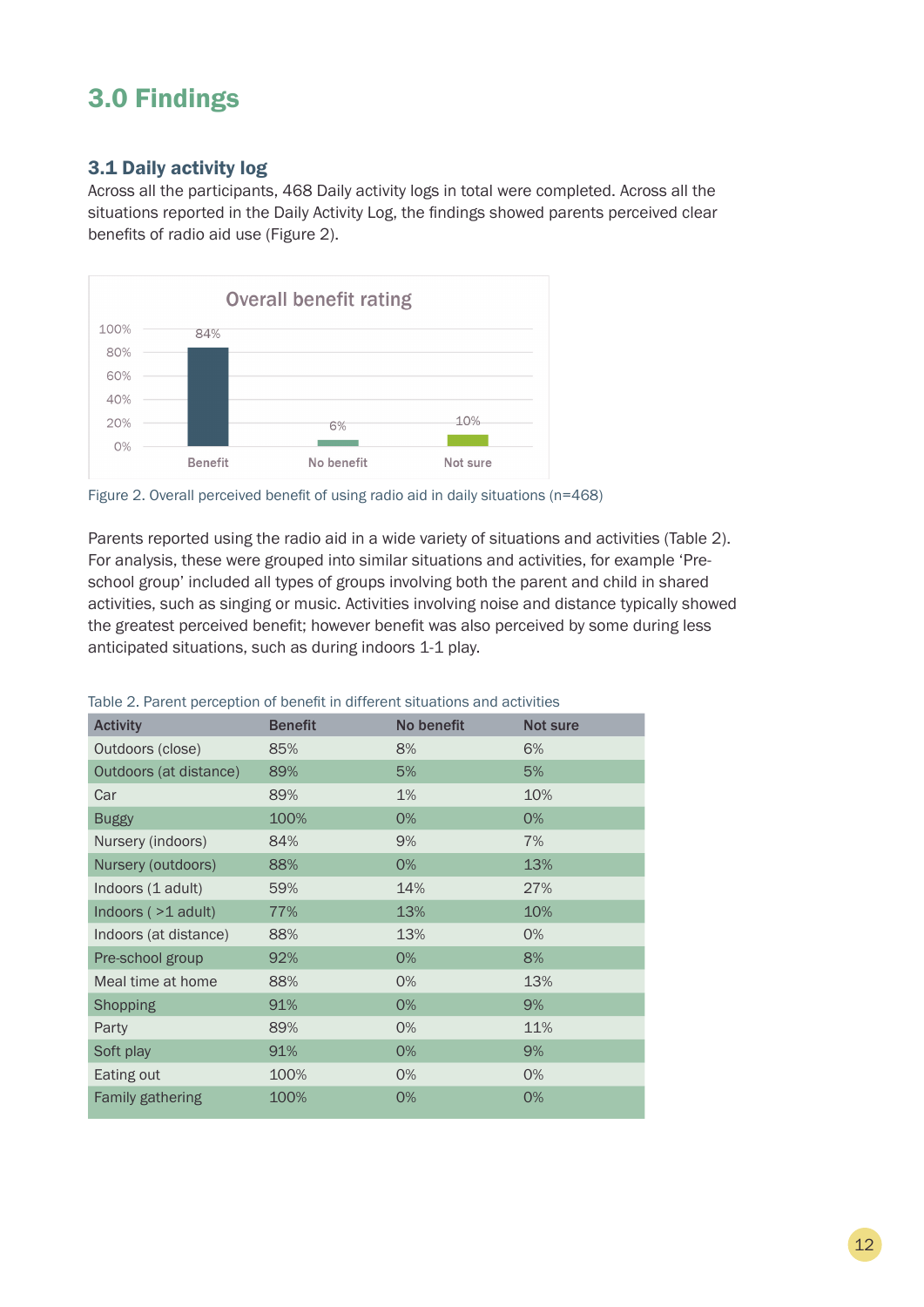# 3.0 Findings

## 3.1 Daily activity log

Across all the participants, 468 Daily activity logs in total were completed. Across all the situations reported in the Daily Activity Log, the findings showed parents perceived clear benefits of radio aid use (Figure 2).

| Overall benefit rating | |
|---|---|
| Benefit | 84% |
| No benefit | 6% |
| Not sure | 10% |

Figure 2. Overall perceived benefit of using radio aid in daily situations (n=468)

Parents reported using the radio aid in a wide variety of situations and activities (Table 2). For analysis, these were grouped into similar situations and activities, for example 'Pre-school group' included all types of groups involving both the parent and child in shared activities, such as singing or music. Activities involving noise and distance typically showed the greatest perceived benefit; however benefit was also perceived by some during less anticipated situations, such as during indoors 1-1 play.

Table 2. Parent perception of benefit in different situations and activities

| Activity | Benefit | No benefit | Not sure |
|---|---|---|---|
| Outdoors (close) | 85% | 8% | 6% |
| Outdoors (at distance) | 89% | 5% | 5% |
| Car | 89% | 1% | 10% |
| Buggy | 100% | 0% | 0% |
| Nursery (indoors) | 84% | 9% | 7% |
| Nursery (outdoors) | 88% | 0% | 13% |
| Indoors (1 adult) | 59% | 14% | 27% |
| Indoors ( >1 adult) | 77% | 13% | 10% |
| Indoors (at distance) | 88% | 13% | 0% |
| Pre-school group | 92% | 0% | 8% |
| Meal time at home | 88% | 0% | 13% |
| Shopping | 91% | 0% | 9% |
| Party | 89% | 0% | 11% |
| Soft play | 91% | 0% | 9% |
| Eating out | 100% | 0% | 0% |
| Family gathering | 100% | 0% | 0% |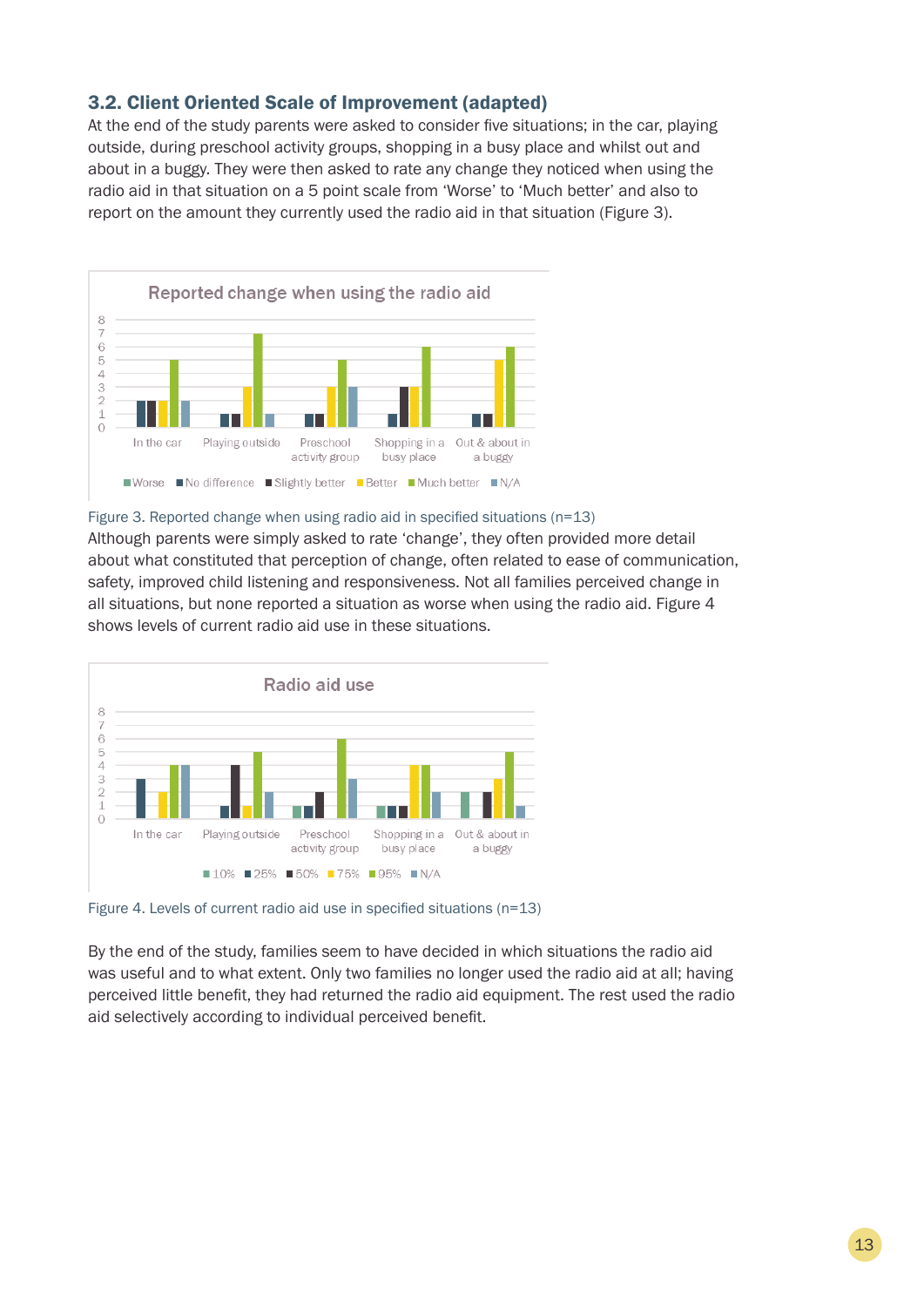## 3.2. Client Oriented Scale of Improvement (adapted)

At the end of the study parents were asked to consider five situations; in the car, playing outside, during preschool activity groups, shopping in a busy place and whilst out and about in a buggy. They were then asked to rate any change they noticed when using the radio aid in that situation on a 5 point scale from 'Worse' to 'Much better' and also to report on the amount they currently used the radio aid in that situation (Figure 3).

Figure 3. Reported change when using radio aid in specified situations (n=13)

Although parents were simply asked to rate 'change', they often provided more detail about what constituted that perception of change, often related to ease of communication, safety, improved child listening and responsiveness. Not all families perceived change in all situations, but none reported a situation as worse when using the radio aid. Figure 4 shows levels of current radio aid use in these situations.

Figure 4. Levels of current radio aid use in specified situations (n=13)

By the end of the study, families seem to have decided in which situations the radio aid was useful and to what extent. Only two families no longer used the radio aid at all; having perceived little benefit, they had returned the radio aid equipment. The rest used the radio aid selectively according to individual perceived benefit.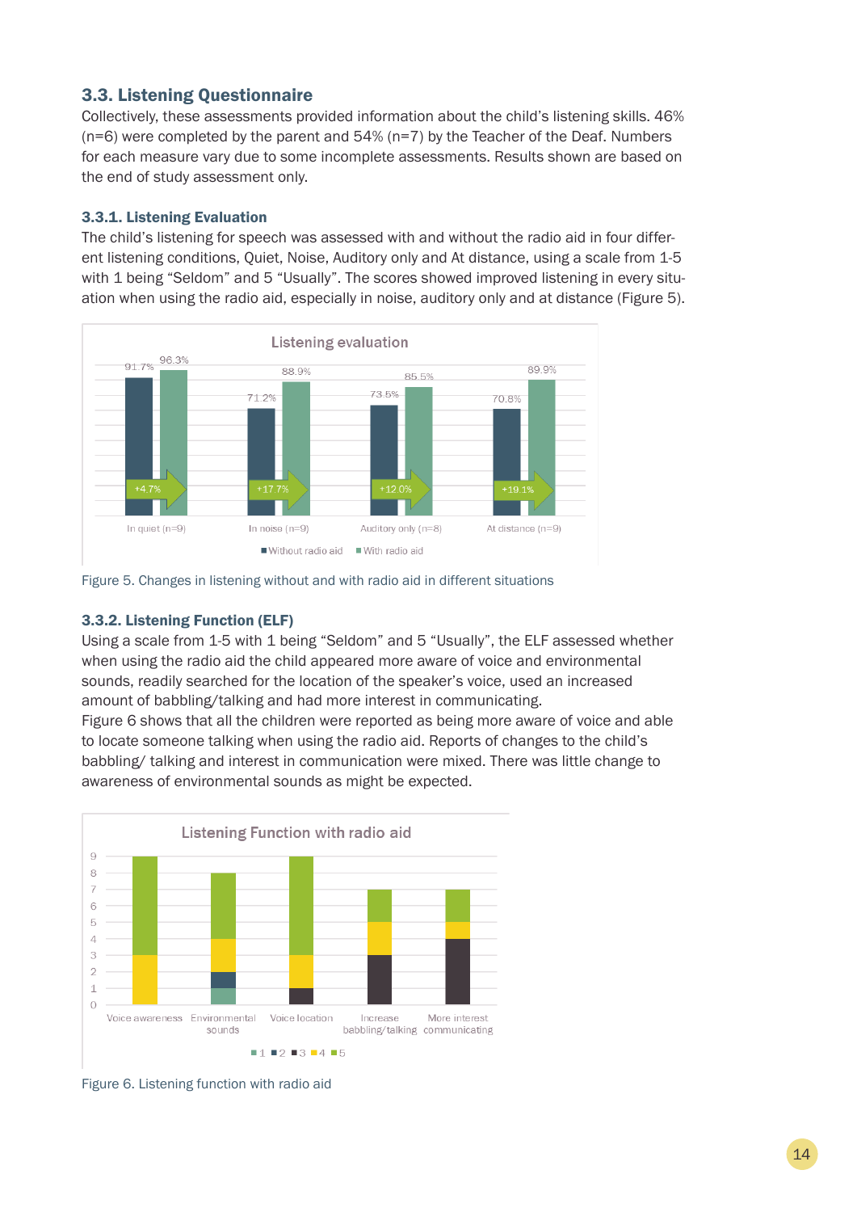## 3.3. Listening Questionnaire

Collectively, these assessments provided information about the child's listening skills. 46% (n=6) were completed by the parent and 54% (n=7) by the Teacher of the Deaf. Numbers for each measure vary due to some incomplete assessments. Results shown are based on the end of study assessment only.

### 3.3.1. Listening Evaluation

The child's listening for speech was assessed with and without the radio aid in four different listening conditions, Quiet, Noise, Auditory only and At distance, using a scale from 1-5 with 1 being "Seldom" and 5 "Usually". The scores showed improved listening in every situation when using the radio aid, especially in noise, auditory only and at distance (Figure 5).

Figure 5. Changes in listening without and with radio aid in different situations

### 3.3.2. Listening Function (ELF)

Using a scale from 1-5 with 1 being "Seldom" and 5 "Usually", the ELF assessed whether when using the radio aid the child appeared more aware of voice and environmental sounds, readily searched for the location of the speaker's voice, used an increased amount of babbling/talking and had more interest in communicating.

Figure 6 shows that all the children were reported as being more aware of voice and able to locate someone talking when using the radio aid. Reports of changes to the child's babbling/ talking and interest in communication were mixed. There was little change to awareness of environmental sounds as might be expected.

Figure 6. Listening function with radio aid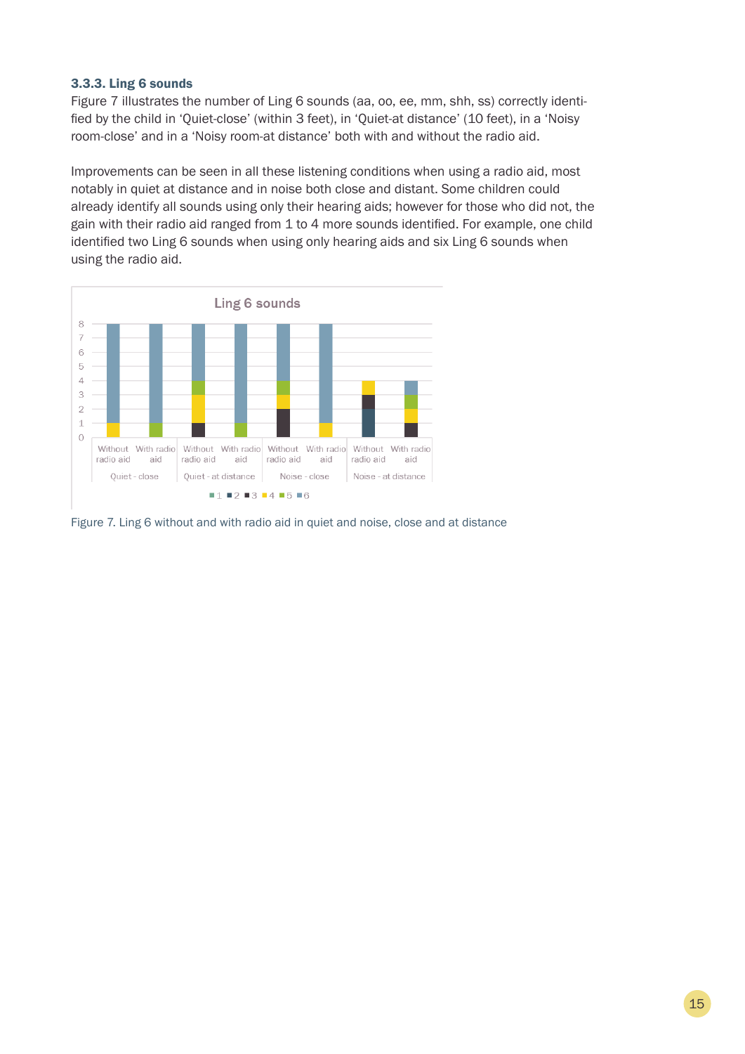### 3.3.3. Ling 6 sounds

Figure 7 illustrates the number of Ling 6 sounds (aa, oo, ee, mm, shh, ss) correctly identified by the child in 'Quiet-close' (within 3 feet), in 'Quiet-at distance' (10 feet), in a 'Noisy room-close' and in a 'Noisy room-at distance' both with and without the radio aid.

Improvements can be seen in all these listening conditions when using a radio aid, most notably in quiet at distance and in noise both close and distant. Some children could already identify all sounds using only their hearing aids; however for those who did not, the gain with their radio aid ranged from 1 to 4 more sounds identified. For example, one child identified two Ling 6 sounds when using only hearing aids and six Ling 6 sounds when using the radio aid.

Figure 7. Ling 6 without and with radio aid in quiet and noise, close and at distance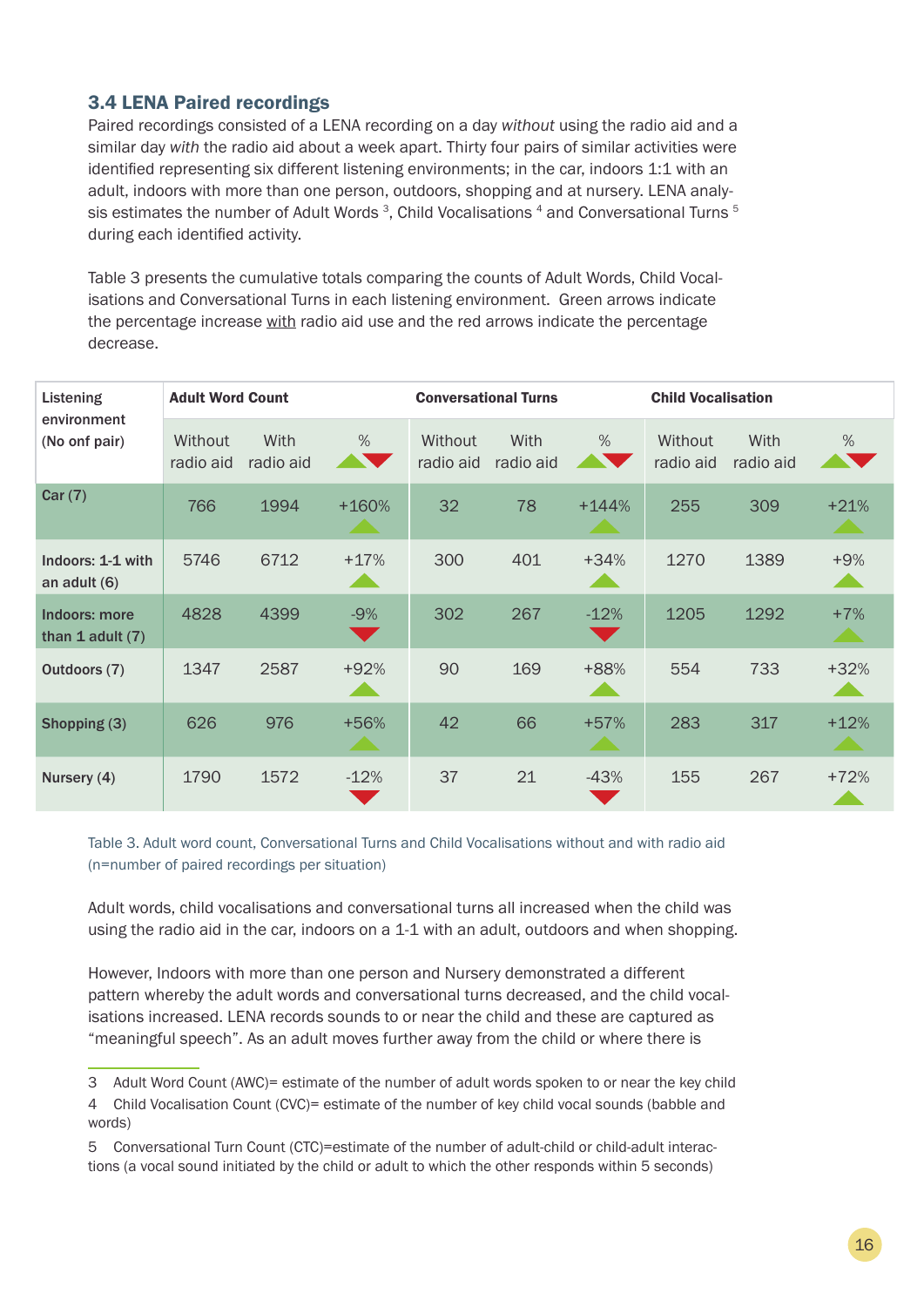### 3.4 LENA Paired recordings

Paired recordings consisted of a LENA recording on a day *without* using the radio aid and a similar day *with* the radio aid about a week apart. Thirty four pairs of similar activities were identified representing six different listening environments; in the car, indoors 1:1 with an adult, indoors with more than one person, outdoors, shopping and at nursery. LENA analysis estimates the number of Adult Words [3], Child Vocalisations [4] and Conversational Turns [5] during each identified activity.

Table 3 presents the cumulative totals comparing the counts of Adult Words, Child Vocalisations and Conversational Turns in each listening environment. Green arrows indicate the percentage increase with radio aid use and the red arrows indicate the percentage decrease.

| Listening environment (No onf pair) | Adult Word Count | | | Conversational Turns | | | Child Vocalisation | | |
|---|---|---|---|---|---|---|---|---|---|
| | Without radio aid | With radio aid | % | Without radio aid | With radio aid | % | Without radio aid | With radio aid | % |
| **Car (7)** | 766 | 1994 | +160% ▲ | 32 | 78 | +144% ▲ | 255 | 309 | +21% ▲ |
| **Indoors: 1-1 with an adult (6)** | 5746 | 6712 | +17% ▲ | 300 | 401 | +34% ▲ | 1270 | 1389 | +9% ▲ |
| **Indoors: more than 1 adult (7)** | 4828 | 4399 | -9% ▼ | 302 | 267 | -12% ▼ | 1205 | 1292 | +7% ▲ |
| **Outdoors (7)** | 1347 | 2587 | +92% ▲ | 90 | 169 | +88% ▲ | 554 | 733 | +32% ▲ |
| **Shopping (3)** | 626 | 976 | +56% ▲ | 42 | 66 | +57% ▲ | 283 | 317 | +12% ▲ |
| **Nursery (4)** | 1790 | 1572 | -12% ▼ | 37 | 21 | -43% ▼ | 155 | 267 | +72% ▲ |

Table 3. Adult word count, Conversational Turns and Child Vocalisations without and with radio aid (n=number of paired recordings per situation)

Adult words, child vocalisations and conversational turns all increased when the child was using the radio aid in the car, indoors on a 1-1 with an adult, outdoors and when shopping.

However, Indoors with more than one person and Nursery demonstrated a different pattern whereby the adult words and conversational turns decreased, and the child vocalisations increased. LENA records sounds to or near the child and these are captured as “meaningful speech”. As an adult moves further away from the child or where there is

3 Adult Word Count (AWC)= estimate of the number of adult words spoken to or near the key child

4 Child Vocalisation Count (CVC)= estimate of the number of key child vocal sounds (babble and words)

5 Conversational Turn Count (CTC)=estimate of the number of adult-child or child-adult interactions (a vocal sound initiated by the child or adult to which the other responds within 5 seconds)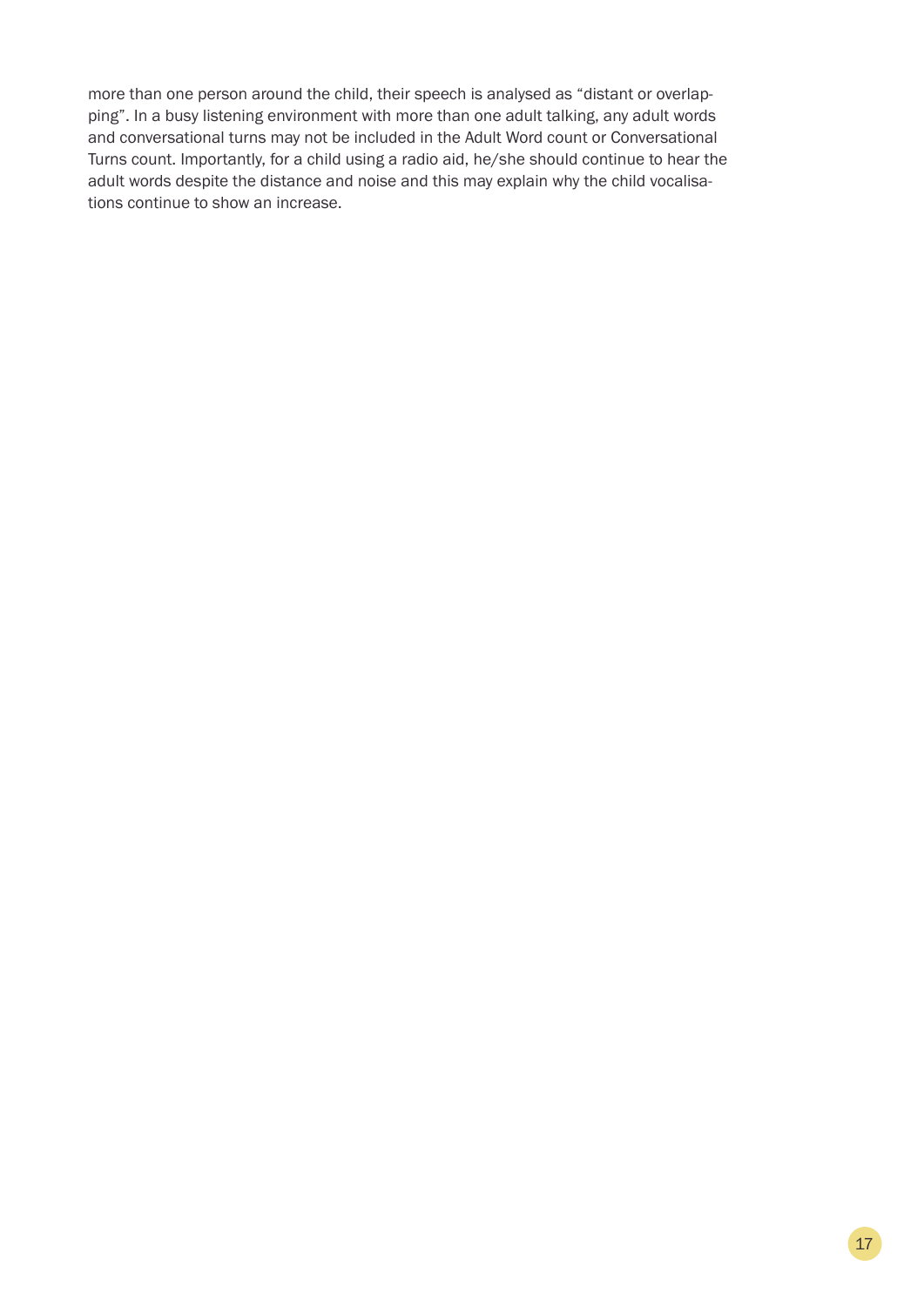more than one person around the child, their speech is analysed as "distant or overlapping". In a busy listening environment with more than one adult talking, any adult words and conversational turns may not be included in the Adult Word count or Conversational Turns count. Importantly, for a child using a radio aid, he/she should continue to hear the adult words despite the distance and noise and this may explain why the child vocalisations continue to show an increase.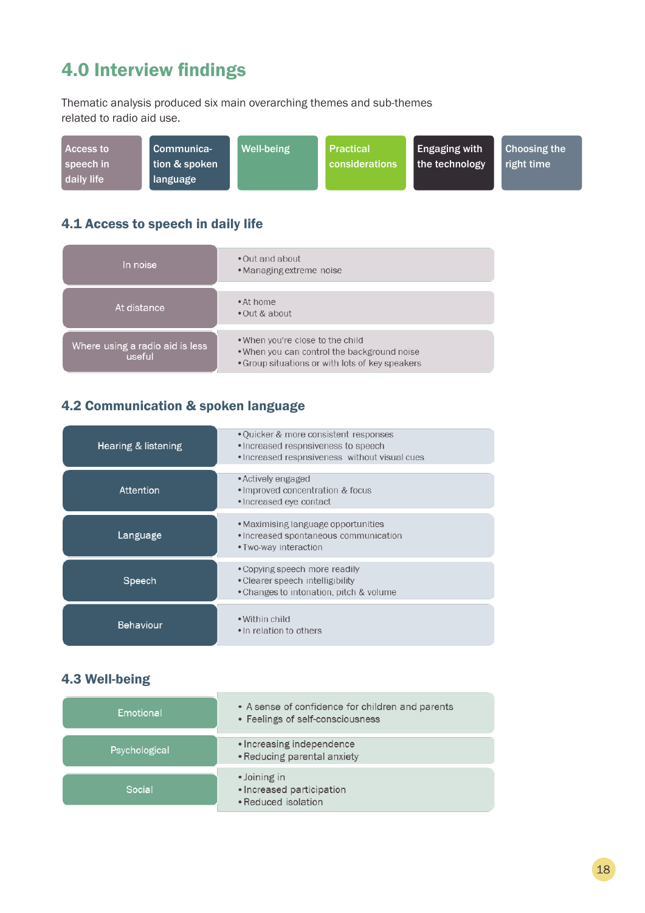## 4.0 Interview findings

Thematic analysis produced six main overarching themes and sub-themes related to radio aid use.

| Access to speech in daily life | Communication & spoken language | Well-being | Practical considerations | Engaging with the technology | Choosing the right time |
|---|---|---|---|---|---|

### 4.1 Access to speech in daily life

| Sub-theme | Details |
|---|---|
| In noise | • Out and about<br>• Managing extreme noise |
| At distance | • At home<br>• Out & about |
| Where using a radio aid is less useful | • When you're close to the child<br>• When you can control the background noise<br>• Group situations or with lots of key speakers |

### 4.2 Communication & spoken language

| Sub-theme | Details |
|---|---|
| Hearing & listening | • Quicker & more consistent responses<br>• Increased respnsiveness to speech<br>• Increased respnsiveness without visual cues |
| Attention | • Actively engaged<br>• Improved concentration & focus<br>• Increased eye contact |
| Language | • Maximising language opportunities<br>• Increased spontaneous communication<br>• Two-way interaction |
| Speech | • Copying speech more readily<br>• Clearer speech intelligibility<br>• Changes to intonation, pitch & volume |
| Behaviour | • Within child<br>• In relation to others |

### 4.3 Well-being

| Sub-theme | Details |
|---|---|
| Emotional | • A sense of confidence for children and parents<br>• Feelings of self-consciousness |
| Psychological | • Increasing independence<br>• Reducing parental anxiety |
| Social | • Joining in<br>• Increased participation<br>• Reduced isolation |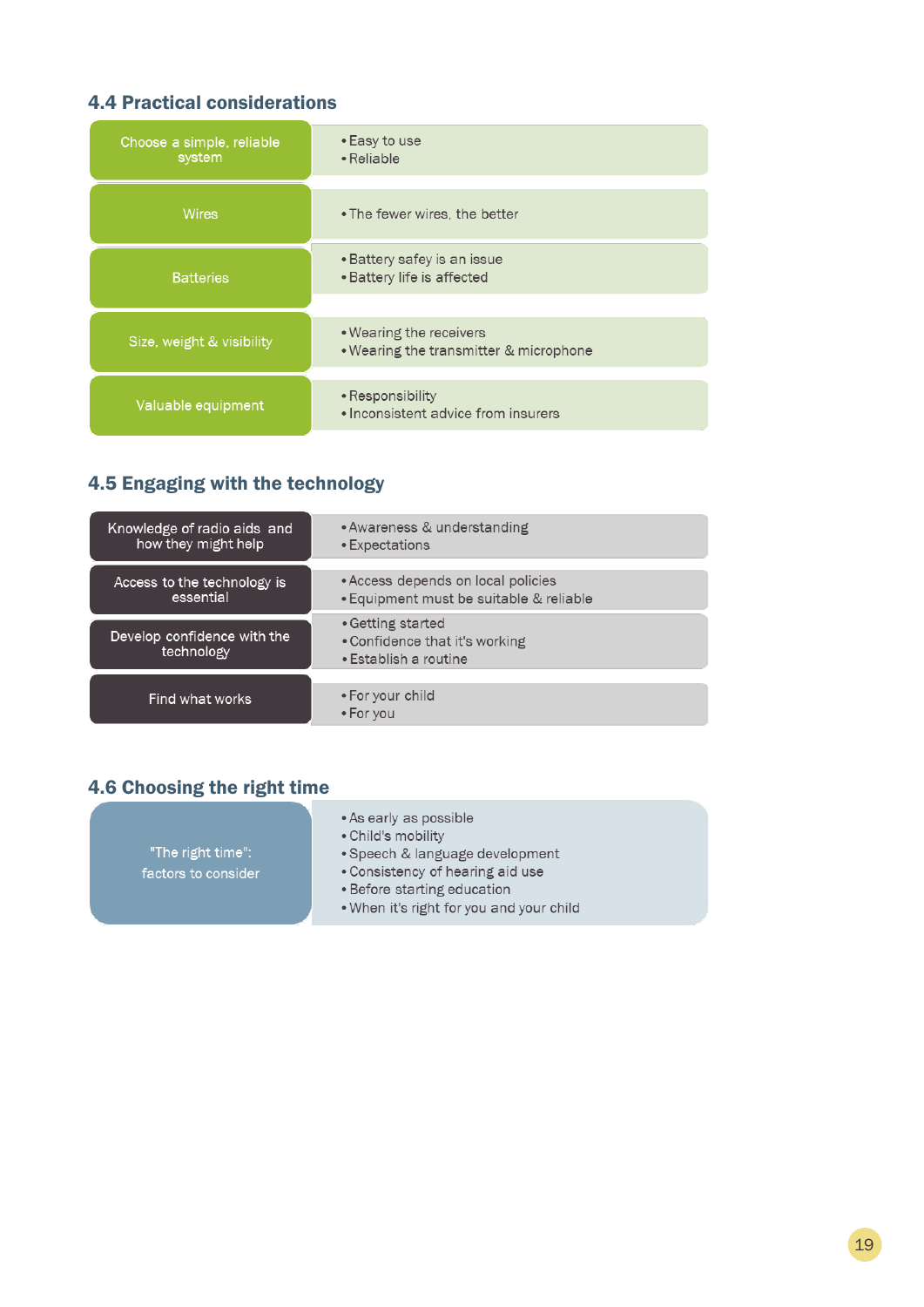## 4.4 Practical considerations

| | |
|---|---|
| Choose a simple, reliable system | • Easy to use<br>• Reliable |
| Wires | • The fewer wires, the better |
| Batteries | • Battery safey is an issue<br>• Battery life is affected |
| Size, weight & visibility | • Wearing the receivers<br>• Wearing the transmitter & microphone |
| Valuable equipment | • Responsibility<br>• Inconsistent advice from insurers |

## 4.5 Engaging with the technology

| | |
|---|---|
| Knowledge of radio aids and how they might help | • Awareness & understanding<br>• Expectations |
| Access to the technology is essential | • Access depends on local policies<br>• Equipment must be suitable & reliable |
| Develop confidence with the technology | • Getting started<br>• Confidence that it's working<br>• Establish a routine |
| Find what works | • For your child<br>• For you |

## 4.6 Choosing the right time

| | |
|---|---|
| "The right time": factors to consider | • As early as possible<br>• Child's mobility<br>• Speech & language development<br>• Consistency of hearing aid use<br>• Before starting education<br>• When it's right for you and your child |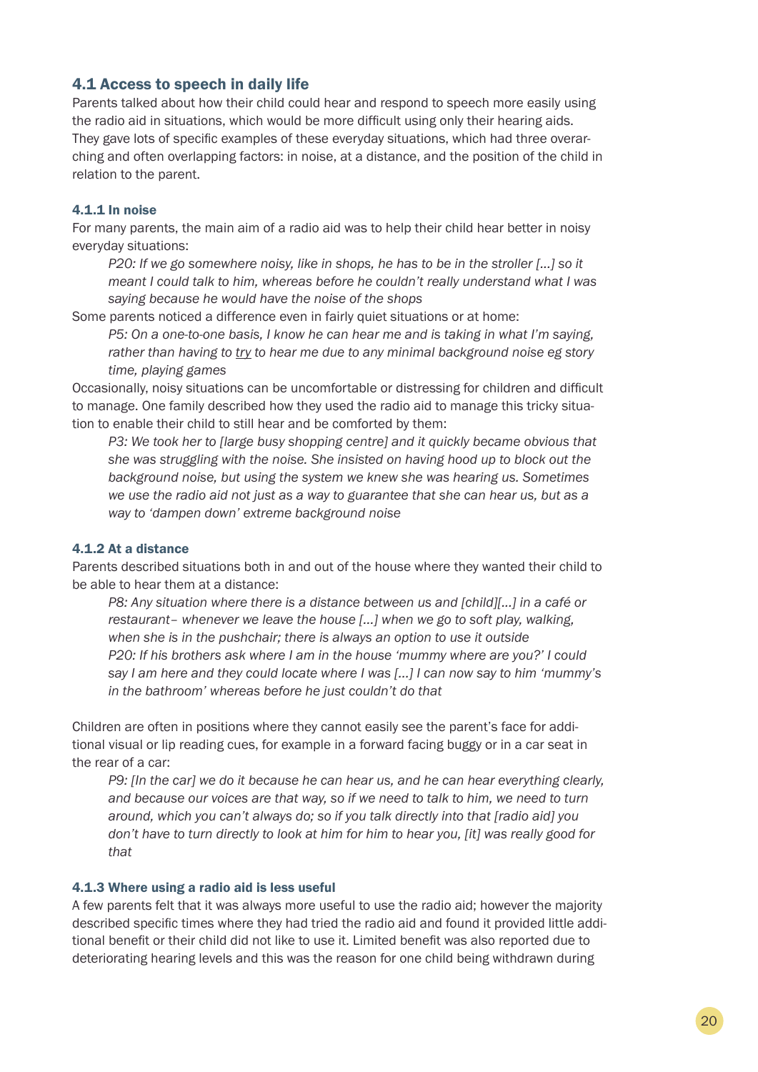## 4.1 Access to speech in daily life

Parents talked about how their child could hear and respond to speech more easily using the radio aid in situations, which would be more difficult using only their hearing aids. They gave lots of specific examples of these everyday situations, which had three overarching and often overlapping factors: in noise, at a distance, and the position of the child in relation to the parent.

### 4.1.1 In noise

For many parents, the main aim of a radio aid was to help their child hear better in noisy everyday situations:

> *P20: If we go somewhere noisy, like in shops, he has to be in the stroller […] so it meant I could talk to him, whereas before he couldn't really understand what I was saying because he would have the noise of the shops*

Some parents noticed a difference even in fairly quiet situations or at home:

> *P5: On a one-to-one basis, I know he can hear me and is taking in what I'm saying, rather than having to try to hear me due to any minimal background noise eg story time, playing games*

Occasionally, noisy situations can be uncomfortable or distressing for children and difficult to manage. One family described how they used the radio aid to manage this tricky situation to enable their child to still hear and be comforted by them:

> *P3: We took her to [large busy shopping centre] and it quickly became obvious that she was struggling with the noise. She insisted on having hood up to block out the background noise, but using the system we knew she was hearing us. Sometimes we use the radio aid not just as a way to guarantee that she can hear us, but as a way to 'dampen down' extreme background noise*

### 4.1.2 At a distance

Parents described situations both in and out of the house where they wanted their child to be able to hear them at a distance:

> *P8: Any situation where there is a distance between us and [child][…] in a café or restaurant– whenever we leave the house […] when we go to soft play, walking, when she is in the pushchair; there is always an option to use it outside*
>
> *P20: If his brothers ask where I am in the house 'mummy where are you?' I could say I am here and they could locate where I was […] I can now say to him 'mummy's in the bathroom' whereas before he just couldn't do that*

Children are often in positions where they cannot easily see the parent's face for additional visual or lip reading cues, for example in a forward facing buggy or in a car seat in the rear of a car:

> *P9: [In the car] we do it because he can hear us, and he can hear everything clearly, and because our voices are that way, so if we need to talk to him, we need to turn around, which you can't always do; so if you talk directly into that [radio aid] you don't have to turn directly to look at him for him to hear you, [it] was really good for that*

### 4.1.3 Where using a radio aid is less useful

A few parents felt that it was always more useful to use the radio aid; however the majority described specific times where they had tried the radio aid and found it provided little additional benefit or their child did not like to use it. Limited benefit was also reported due to deteriorating hearing levels and this was the reason for one child being withdrawn during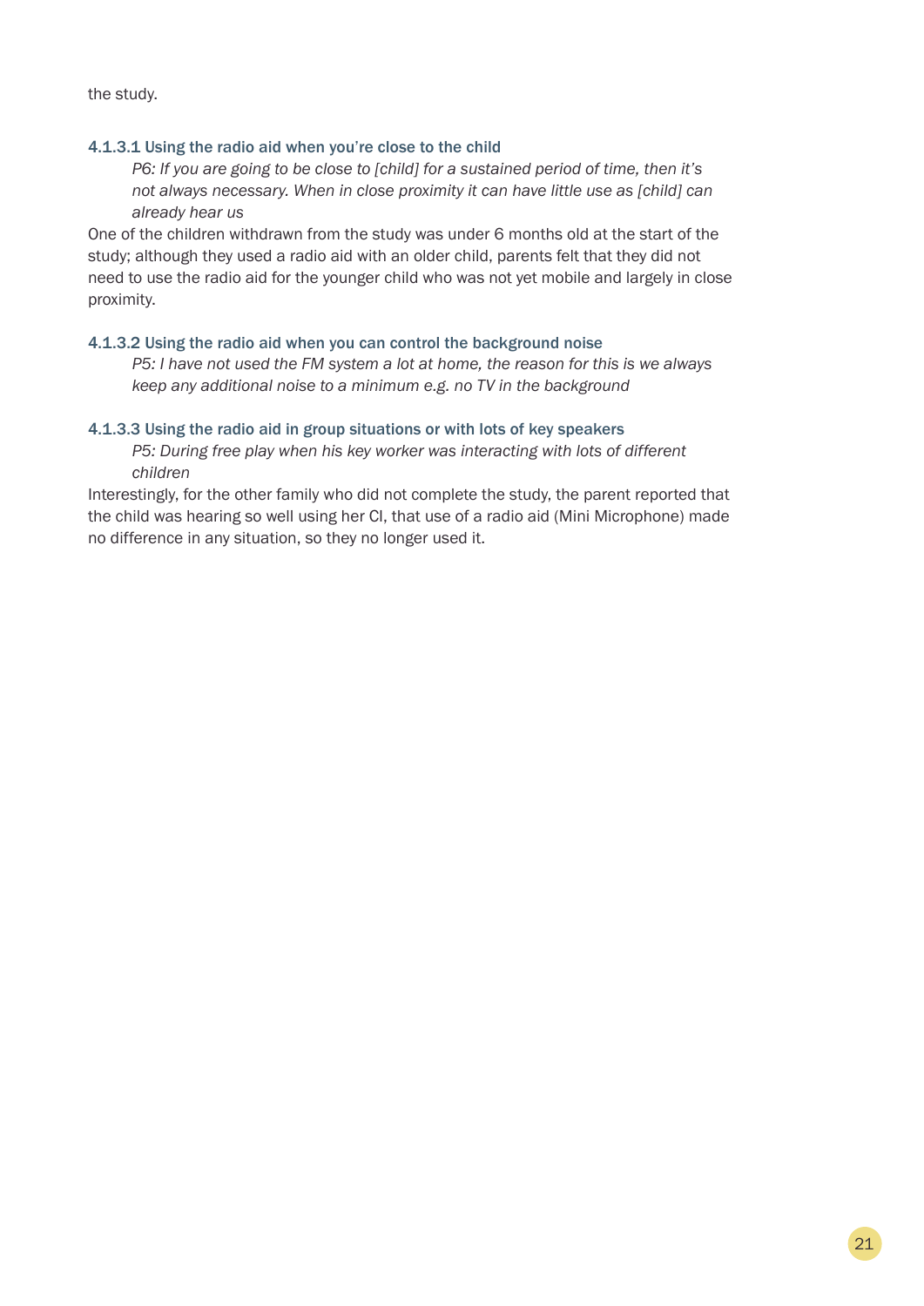the study.

#### 4.1.3.1 Using the radio aid when you're close to the child

> *P6: If you are going to be close to [child] for a sustained period of time, then it's not always necessary. When in close proximity it can have little use as [child] can already hear us*

One of the children withdrawn from the study was under 6 months old at the start of the study; although they used a radio aid with an older child, parents felt that they did not need to use the radio aid for the younger child who was not yet mobile and largely in close proximity.

#### 4.1.3.2 Using the radio aid when you can control the background noise

> *P5: I have not used the FM system a lot at home, the reason for this is we always keep any additional noise to a minimum e.g. no TV in the background*

#### 4.1.3.3 Using the radio aid in group situations or with lots of key speakers

> *P5: During free play when his key worker was interacting with lots of different children*

Interestingly, for the other family who did not complete the study, the parent reported that the child was hearing so well using her CI, that use of a radio aid (Mini Microphone) made no difference in any situation, so they no longer used it.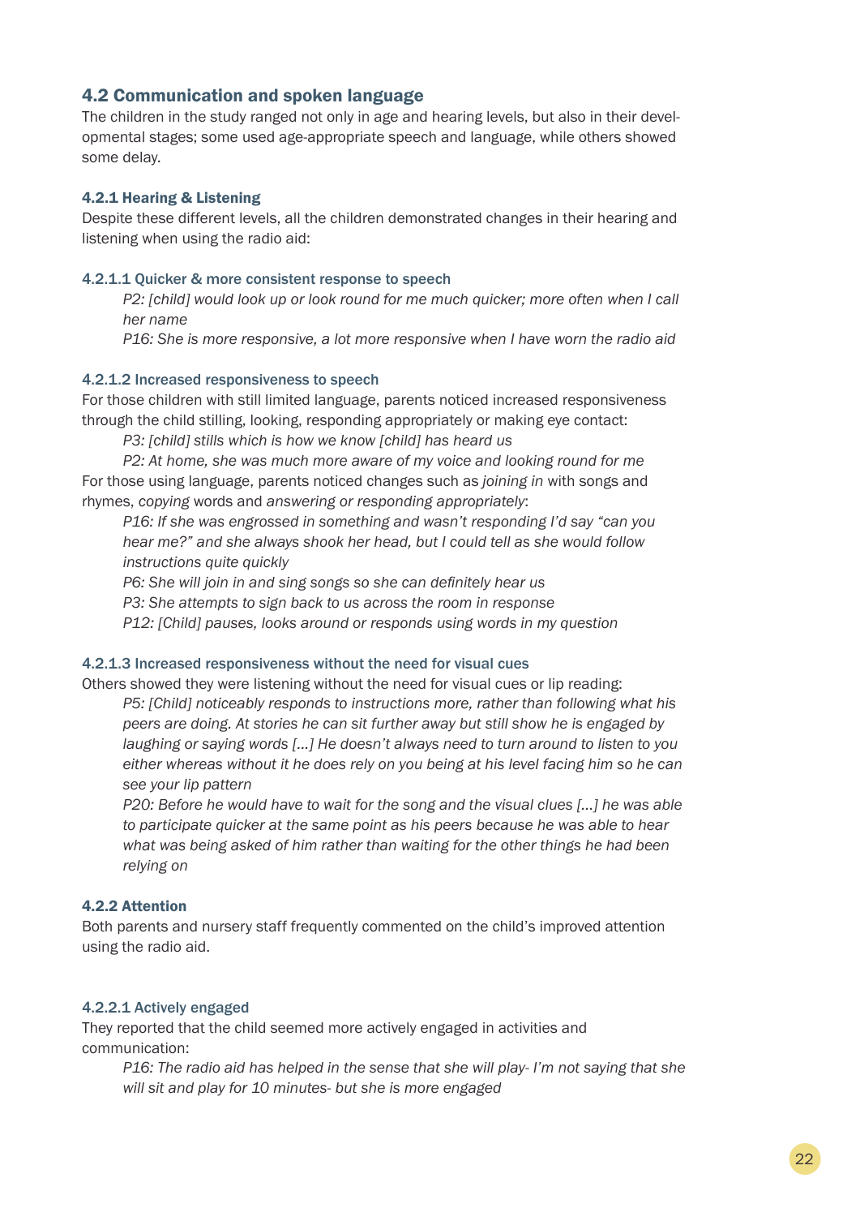## 4.2 Communication and spoken language

The children in the study ranged not only in age and hearing levels, but also in their developmental stages; some used age-appropriate speech and language, while others showed some delay.

### 4.2.1 Hearing & Listening

Despite these different levels, all the children demonstrated changes in their hearing and listening when using the radio aid:

#### 4.2.1.1 Quicker & more consistent response to speech

> *P2: [child] would look up or look round for me much quicker; more often when I call her name*
>
> *P16: She is more responsive, a lot more responsive when I have worn the radio aid*

#### 4.2.1.2 Increased responsiveness to speech

For those children with still limited language, parents noticed increased responsiveness through the child stilling, looking, responding appropriately or making eye contact:

> *P3: [child] stills which is how we know [child] has heard us*
>
> *P2: At home, she was much more aware of my voice and looking round for me*

For those using language, parents noticed changes such as *joining in* with songs and rhymes, *copying* words and *answering or responding appropriately*:

> *P16: If she was engrossed in something and wasn't responding I'd say "can you hear me?" and she always shook her head, but I could tell as she would follow instructions quite quickly*
>
> *P6: She will join in and sing songs so she can definitely hear us*
>
> *P3: She attempts to sign back to us across the room in response*
>
> *P12: [Child] pauses, looks around or responds using words in my question*

#### 4.2.1.3 Increased responsiveness without the need for visual cues

Others showed they were listening without the need for visual cues or lip reading:

> *P5: [Child] noticeably responds to instructions more, rather than following what his peers are doing. At stories he can sit further away but still show he is engaged by laughing or saying words [...] He doesn't always need to turn around to listen to you either whereas without it he does rely on you being at his level facing him so he can see your lip pattern*
>
> *P20: Before he would have to wait for the song and the visual clues [...] he was able to participate quicker at the same point as his peers because he was able to hear what was being asked of him rather than waiting for the other things he had been relying on*

### 4.2.2 Attention

Both parents and nursery staff frequently commented on the child's improved attention using the radio aid.

#### 4.2.2.1 Actively engaged

They reported that the child seemed more actively engaged in activities and communication:

> *P16: The radio aid has helped in the sense that she will play- I'm not saying that she will sit and play for 10 minutes- but she is more engaged*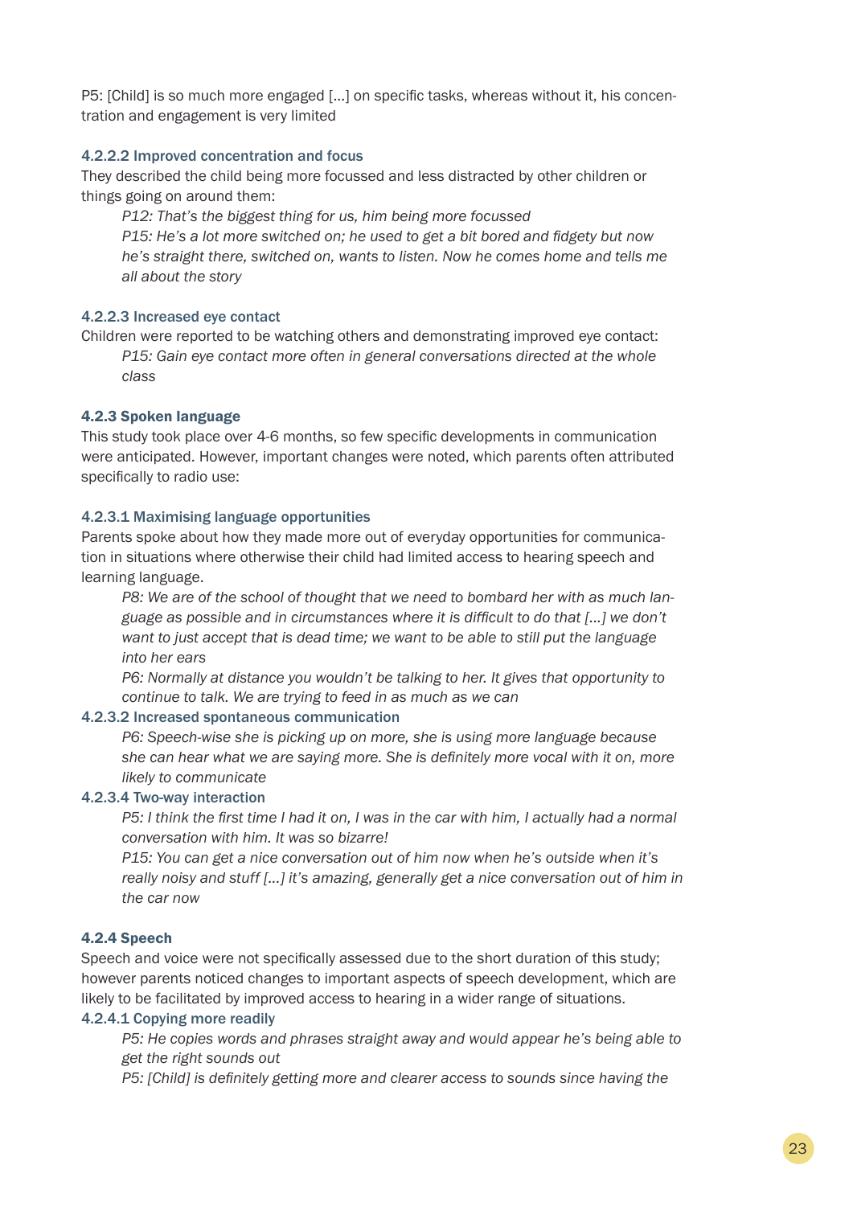P5: [Child] is so much more engaged [...] on specific tasks, whereas without it, his concentration and engagement is very limited

#### 4.2.2.2 Improved concentration and focus

They described the child being more focussed and less distracted by other children or things going on around them:

> *P12: That's the biggest thing for us, him being more focussed*
>
> *P15: He's a lot more switched on; he used to get a bit bored and fidgety but now he's straight there, switched on, wants to listen. Now he comes home and tells me all about the story*

#### 4.2.2.3 Increased eye contact

Children were reported to be watching others and demonstrating improved eye contact:

> *P15: Gain eye contact more often in general conversations directed at the whole class*

### 4.2.3 Spoken language

This study took place over 4-6 months, so few specific developments in communication were anticipated. However, important changes were noted, which parents often attributed specifically to radio use:

#### 4.2.3.1 Maximising language opportunities

Parents spoke about how they made more out of everyday opportunities for communication in situations where otherwise their child had limited access to hearing speech and learning language.

> *P8: We are of the school of thought that we need to bombard her with as much language as possible and in circumstances where it is difficult to do that [...] we don't want to just accept that is dead time; we want to be able to still put the language into her ears*
>
> *P6: Normally at distance you wouldn't be talking to her. It gives that opportunity to continue to talk. We are trying to feed in as much as we can*

#### 4.2.3.2 Increased spontaneous communication

> *P6: Speech-wise she is picking up on more, she is using more language because she can hear what we are saying more. She is definitely more vocal with it on, more likely to communicate*

#### 4.2.3.4 Two-way interaction

> *P5: I think the first time I had it on, I was in the car with him, I actually had a normal conversation with him. It was so bizarre!*
>
> *P15: You can get a nice conversation out of him now when he's outside when it's really noisy and stuff [...] it's amazing, generally get a nice conversation out of him in the car now*

### 4.2.4 Speech

Speech and voice were not specifically assessed due to the short duration of this study; however parents noticed changes to important aspects of speech development, which are likely to be facilitated by improved access to hearing in a wider range of situations.

#### 4.2.4.1 Copying more readily

> *P5: He copies words and phrases straight away and would appear he's being able to get the right sounds out*
>
> *P5: [Child] is definitely getting more and clearer access to sounds since having the*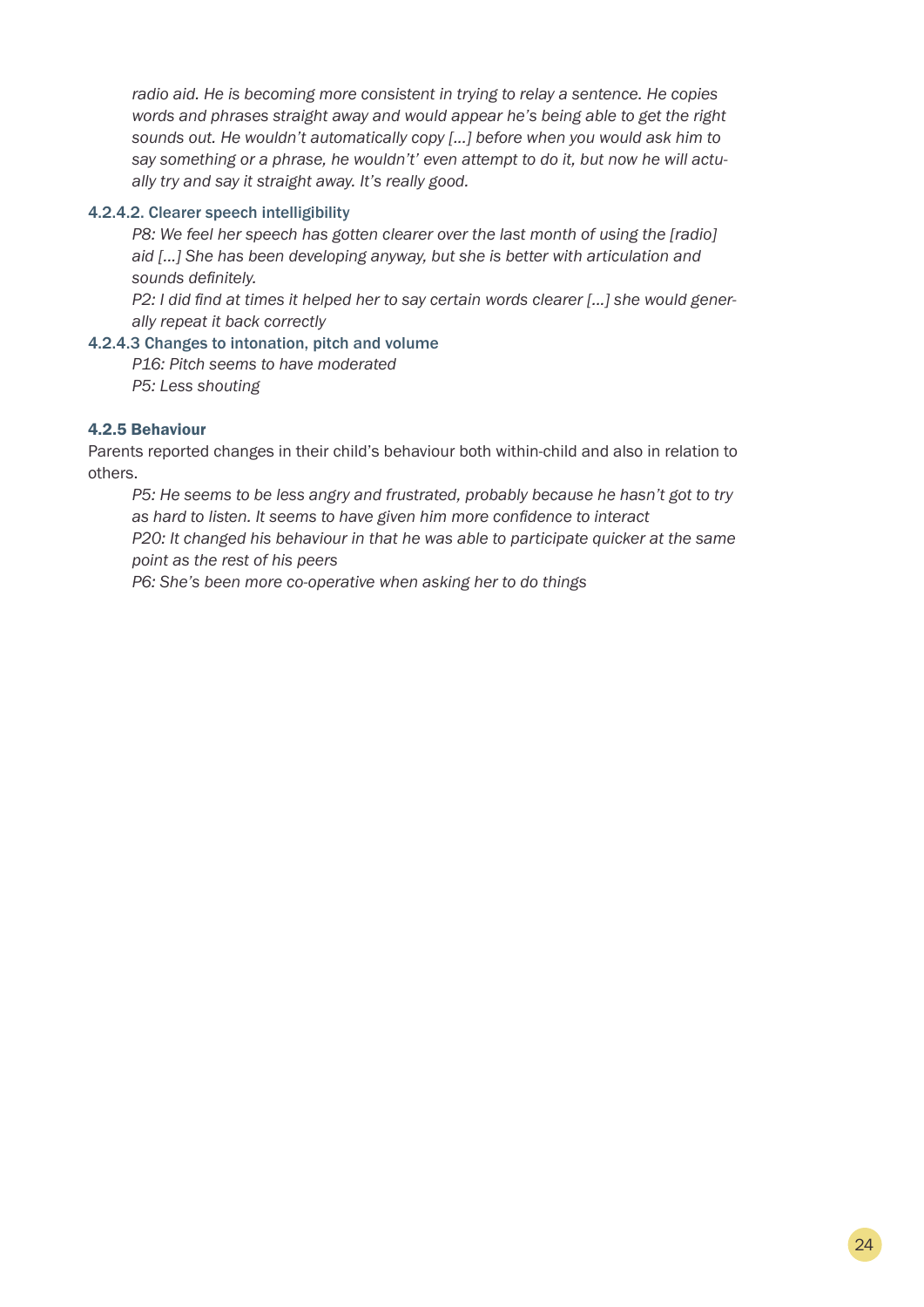*radio aid. He is becoming more consistent in trying to relay a sentence. He copies words and phrases straight away and would appear he's being able to get the right sounds out. He wouldn't automatically copy [...] before when you would ask him to say something or a phrase, he wouldn't' even attempt to do it, but now he will actually try and say it straight away. It's really good.*

#### 4.2.4.2. Clearer speech intelligibility

*P8: We feel her speech has gotten clearer over the last month of using the [radio] aid [...] She has been developing anyway, but she is better with articulation and sounds definitely.*

*P2: I did find at times it helped her to say certain words clearer [...] she would generally repeat it back correctly*

#### 4.2.4.3 Changes to intonation, pitch and volume

*P16: Pitch seems to have moderated*

*P5: Less shouting*

### 4.2.5 Behaviour

Parents reported changes in their child's behaviour both within-child and also in relation to others.

*P5: He seems to be less angry and frustrated, probably because he hasn't got to try as hard to listen. It seems to have given him more confidence to interact*

*P20: It changed his behaviour in that he was able to participate quicker at the same point as the rest of his peers*

*P6: She's been more co-operative when asking her to do things*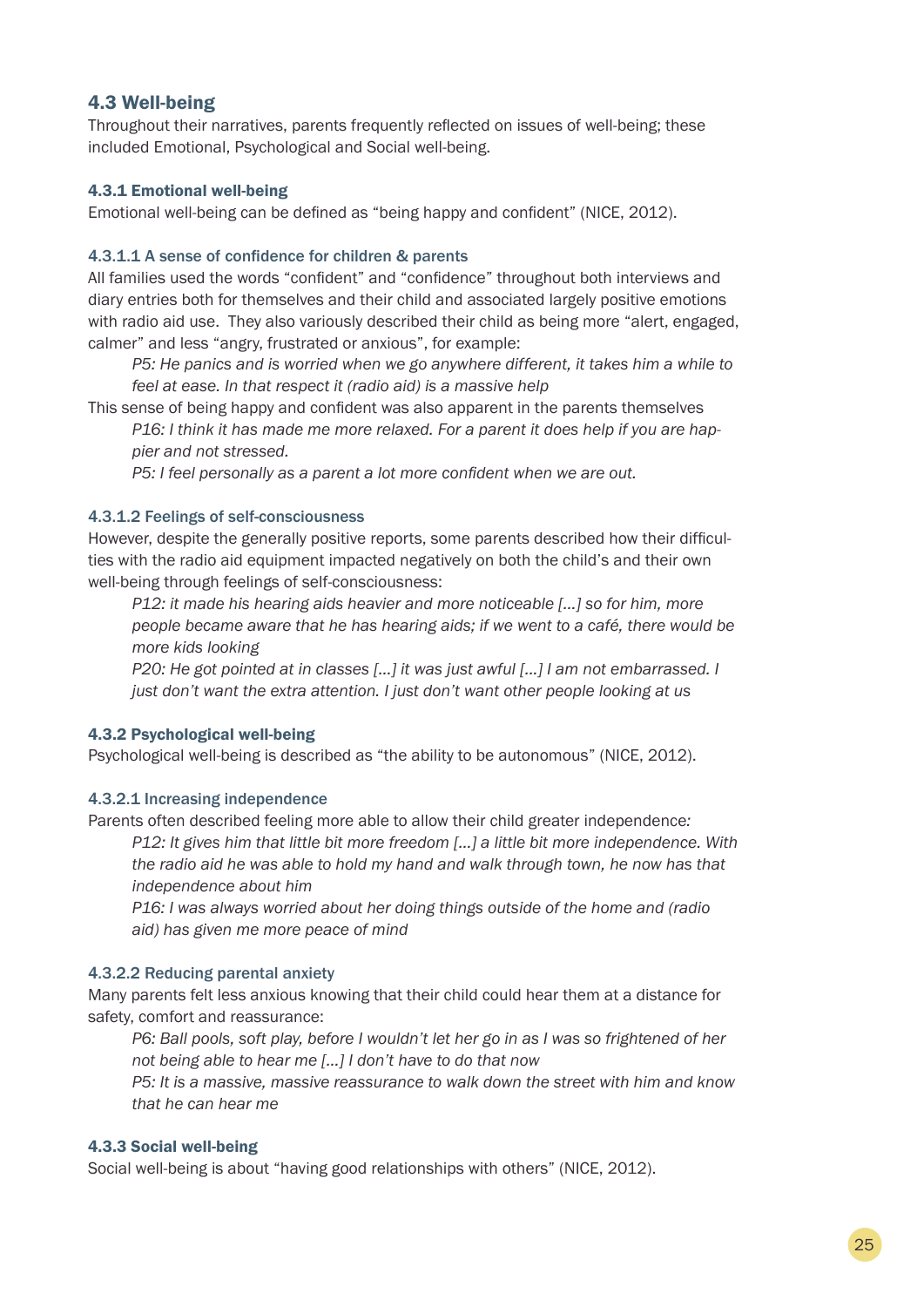## 4.3 Well-being

Throughout their narratives, parents frequently reflected on issues of well-being; these included Emotional, Psychological and Social well-being.

### 4.3.1 Emotional well-being

Emotional well-being can be defined as "being happy and confident" (NICE, 2012).

#### 4.3.1.1 A sense of confidence for children & parents

All families used the words "confident" and "confidence" throughout both interviews and diary entries both for themselves and their child and associated largely positive emotions with radio aid use. They also variously described their child as being more "alert, engaged, calmer" and less "angry, frustrated or anxious", for example:

> *P5: He panics and is worried when we go anywhere different, it takes him a while to feel at ease. In that respect it (radio aid) is a massive help*

This sense of being happy and confident was also apparent in the parents themselves

> *P16: I think it has made me more relaxed. For a parent it does help if you are happier and not stressed.*
>
> *P5: I feel personally as a parent a lot more confident when we are out.*

#### 4.3.1.2 Feelings of self-consciousness

However, despite the generally positive reports, some parents described how their difficulties with the radio aid equipment impacted negatively on both the child's and their own well-being through feelings of self-consciousness:

> *P12: it made his hearing aids heavier and more noticeable [...] so for him, more people became aware that he has hearing aids; if we went to a café, there would be more kids looking*
>
> *P20: He got pointed at in classes [...] it was just awful [...] I am not embarrassed. I just don't want the extra attention. I just don't want other people looking at us*

### 4.3.2 Psychological well-being

Psychological well-being is described as "the ability to be autonomous" (NICE, 2012).

#### 4.3.2.1 Increasing independence

Parents often described feeling more able to allow their child greater independence:

> *P12: It gives him that little bit more freedom [...] a little bit more independence. With the radio aid he was able to hold my hand and walk through town, he now has that independence about him*
>
> *P16: I was always worried about her doing things outside of the home and (radio aid) has given me more peace of mind*

#### 4.3.2.2 Reducing parental anxiety

Many parents felt less anxious knowing that their child could hear them at a distance for safety, comfort and reassurance:

> *P6: Ball pools, soft play, before I wouldn't let her go in as I was so frightened of her not being able to hear me [...] I don't have to do that now*
>
> *P5: It is a massive, massive reassurance to walk down the street with him and know that he can hear me*

### 4.3.3 Social well-being

Social well-being is about "having good relationships with others" (NICE, 2012).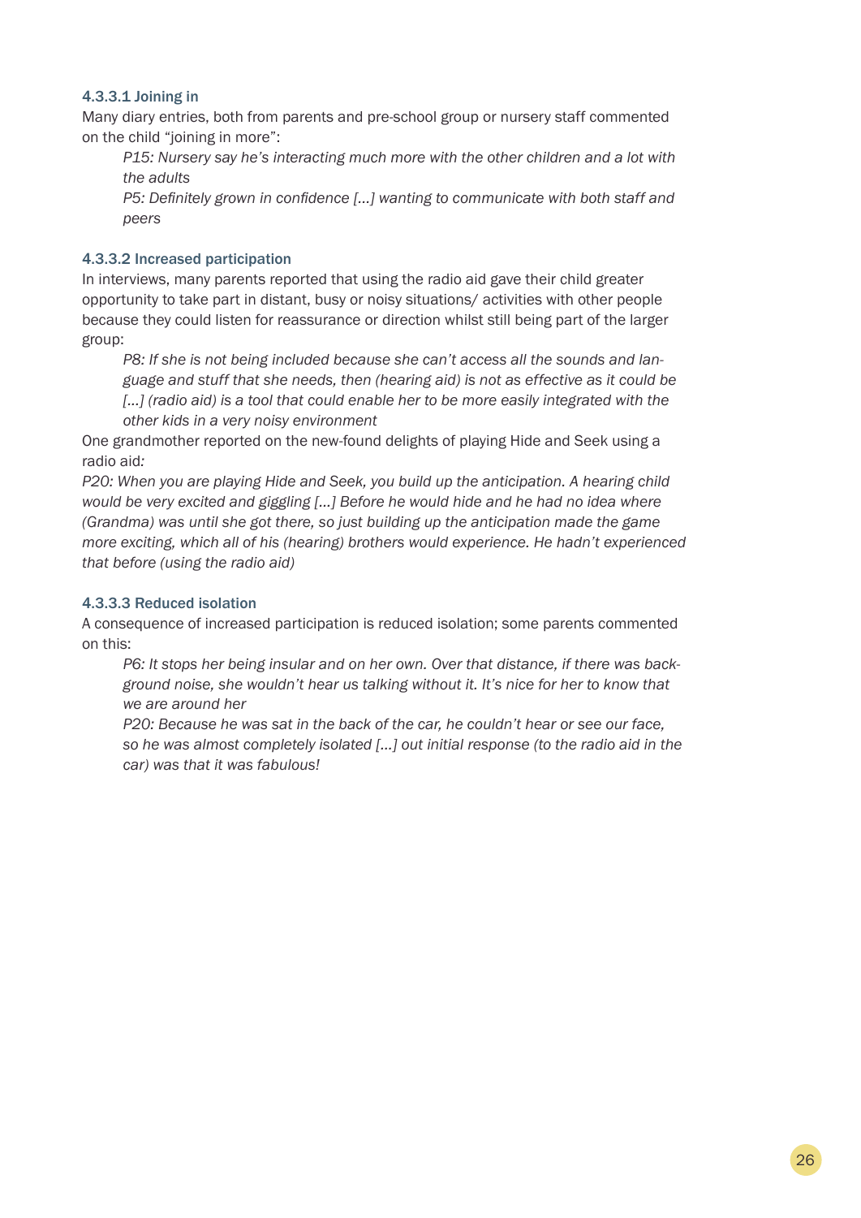#### 4.3.3.1 Joining in

Many diary entries, both from parents and pre-school group or nursery staff commented on the child "joining in more":

> *P15: Nursery say he's interacting much more with the other children and a lot with the adults*
>
> *P5: Definitely grown in confidence […] wanting to communicate with both staff and peers*

#### 4.3.3.2 Increased participation

In interviews, many parents reported that using the radio aid gave their child greater opportunity to take part in distant, busy or noisy situations/ activities with other people because they could listen for reassurance or direction whilst still being part of the larger group:

> *P8: If she is not being included because she can't access all the sounds and language and stuff that she needs, then (hearing aid) is not as effective as it could be […] (radio aid) is a tool that could enable her to be more easily integrated with the other kids in a very noisy environment*

One grandmother reported on the new-found delights of playing Hide and Seek using a radio aid:

*P20: When you are playing Hide and Seek, you build up the anticipation. A hearing child would be very excited and giggling […] Before he would hide and he had no idea where (Grandma) was until she got there, so just building up the anticipation made the game more exciting, which all of his (hearing) brothers would experience. He hadn't experienced that before (using the radio aid)*

#### 4.3.3.3 Reduced isolation

A consequence of increased participation is reduced isolation; some parents commented on this:

> *P6: It stops her being insular and on her own. Over that distance, if there was background noise, she wouldn't hear us talking without it. It's nice for her to know that we are around her*
>
> *P20: Because he was sat in the back of the car, he couldn't hear or see our face, so he was almost completely isolated […] out initial response (to the radio aid in the car) was that it was fabulous!*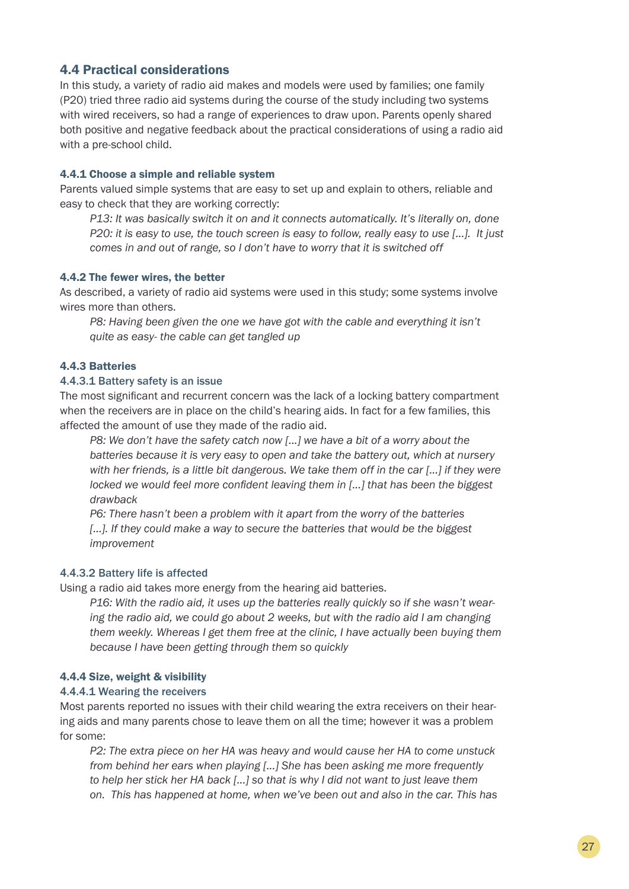## 4.4 Practical considerations

In this study, a variety of radio aid makes and models were used by families; one family (P20) tried three radio aid systems during the course of the study including two systems with wired receivers, so had a range of experiences to draw upon. Parents openly shared both positive and negative feedback about the practical considerations of using a radio aid with a pre-school child.

### 4.4.1 Choose a simple and reliable system

Parents valued simple systems that are easy to set up and explain to others, reliable and easy to check that they are working correctly:

*P13: It was basically switch it on and it connects automatically. It's literally on, done*
*P20: it is easy to use, the touch screen is easy to follow, really easy to use […]. It just comes in and out of range, so I don't have to worry that it is switched off*

### 4.4.2 The fewer wires, the better

As described, a variety of radio aid systems were used in this study; some systems involve wires more than others.

*P8: Having been given the one we have got with the cable and everything it isn't quite as easy- the cable can get tangled up*

### 4.4.3 Batteries

#### 4.4.3.1 Battery safety is an issue

The most significant and recurrent concern was the lack of a locking battery compartment when the receivers are in place on the child's hearing aids. In fact for a few families, this affected the amount of use they made of the radio aid.

*P8: We don't have the safety catch now […] we have a bit of a worry about the batteries because it is very easy to open and take the battery out, which at nursery with her friends, is a little bit dangerous. We take them off in the car […] if they were locked we would feel more confident leaving them in […] that has been the biggest drawback*
*P6: There hasn't been a problem with it apart from the worry of the batteries […]. If they could make a way to secure the batteries that would be the biggest improvement*

#### 4.4.3.2 Battery life is affected

Using a radio aid takes more energy from the hearing aid batteries.

*P16: With the radio aid, it uses up the batteries really quickly so if she wasn't wearing the radio aid, we could go about 2 weeks, but with the radio aid I am changing them weekly. Whereas I get them free at the clinic, I have actually been buying them because I have been getting through them so quickly*

### 4.4.4 Size, weight & visibility

#### 4.4.4.1 Wearing the receivers

Most parents reported no issues with their child wearing the extra receivers on their hearing aids and many parents chose to leave them on all the time; however it was a problem for some:

*P2: The extra piece on her HA was heavy and would cause her HA to come unstuck from behind her ears when playing […] She has been asking me more frequently to help her stick her HA back […] so that is why I did not want to just leave them on. This has happened at home, when we've been out and also in the car. This has*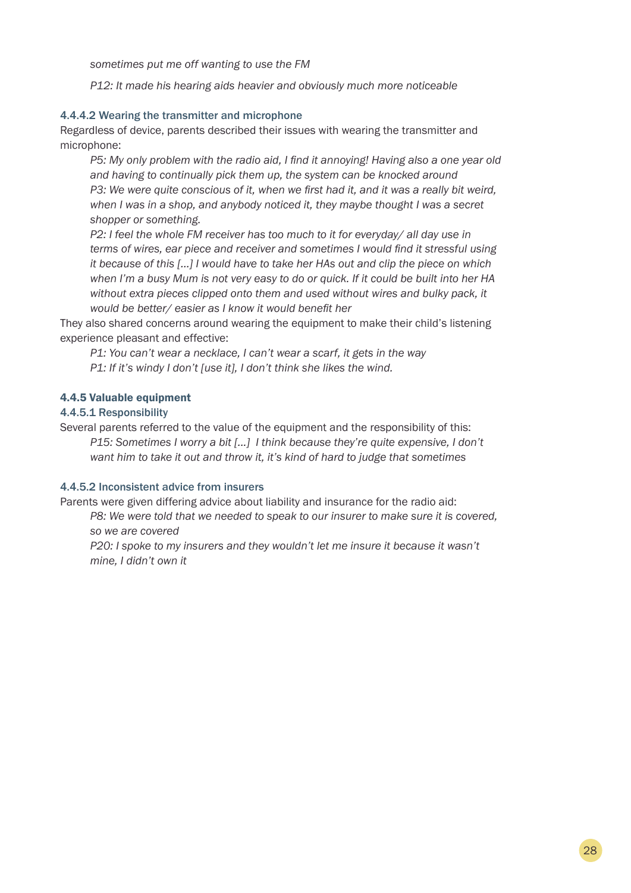*sometimes put me off wanting to use the FM*

*P12: It made his hearing aids heavier and obviously much more noticeable*

#### 4.4.4.2 Wearing the transmitter and microphone

Regardless of device, parents described their issues with wearing the transmitter and microphone:

> *P5: My only problem with the radio aid, I find it annoying! Having also a one year old and having to continually pick them up, the system can be knocked around*
>
> *P3: We were quite conscious of it, when we first had it, and it was a really bit weird, when I was in a shop, and anybody noticed it, they maybe thought I was a secret shopper or something.*
>
> *P2: I feel the whole FM receiver has too much to it for everyday/ all day use in terms of wires, ear piece and receiver and sometimes I would find it stressful using it because of this […] I would have to take her HAs out and clip the piece on which when I'm a busy Mum is not very easy to do or quick. If it could be built into her HA without extra pieces clipped onto them and used without wires and bulky pack, it would be better/ easier as I know it would benefit her*

They also shared concerns around wearing the equipment to make their child's listening experience pleasant and effective:

> *P1: You can't wear a necklace, I can't wear a scarf, it gets in the way*
>
> *P1: If it's windy I don't [use it], I don't think she likes the wind.*

### 4.4.5 Valuable equipment

#### 4.4.5.1 Responsibility

Several parents referred to the value of the equipment and the responsibility of this:

> *P15: Sometimes I worry a bit […] I think because they're quite expensive, I don't want him to take it out and throw it, it's kind of hard to judge that sometimes*

#### 4.4.5.2 Inconsistent advice from insurers

Parents were given differing advice about liability and insurance for the radio aid:

> *P8: We were told that we needed to speak to our insurer to make sure it is covered, so we are covered*
>
> *P20: I spoke to my insurers and they wouldn't let me insure it because it wasn't mine, I didn't own it*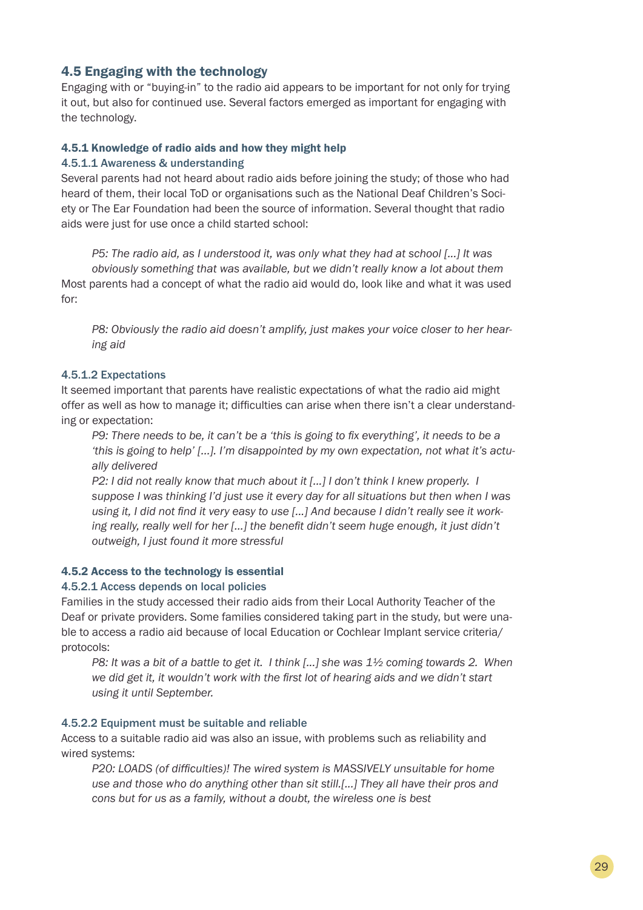## 4.5 Engaging with the technology

Engaging with or "buying-in" to the radio aid appears to be important for not only for trying it out, but also for continued use. Several factors emerged as important for engaging with the technology.

### 4.5.1 Knowledge of radio aids and how they might help

#### 4.5.1.1 Awareness & understanding

Several parents had not heard about radio aids before joining the study; of those who had heard of them, their local ToD or organisations such as the National Deaf Children's Society or The Ear Foundation had been the source of information. Several thought that radio aids were just for use once a child started school:

> *P5: The radio aid, as I understood it, was only what they had at school [...] It was obviously something that was available, but we didn't really know a lot about them*

Most parents had a concept of what the radio aid would do, look like and what it was used for:

> *P8: Obviously the radio aid doesn't amplify, just makes your voice closer to her hearing aid*

#### 4.5.1.2 Expectations

It seemed important that parents have realistic expectations of what the radio aid might offer as well as how to manage it; difficulties can arise when there isn't a clear understanding or expectation:

> *P9: There needs to be, it can't be a 'this is going to fix everything', it needs to be a 'this is going to help' [...]. I'm disappointed by my own expectation, not what it's actually delivered*
>
> *P2: I did not really know that much about it [...] I don't think I knew properly. I suppose I was thinking I'd just use it every day for all situations but then when I was using it, I did not find it very easy to use [...] And because I didn't really see it working really, really well for her [...] the benefit didn't seem huge enough, it just didn't outweigh, I just found it more stressful*

### 4.5.2 Access to the technology is essential

#### 4.5.2.1 Access depends on local policies

Families in the study accessed their radio aids from their Local Authority Teacher of the Deaf or private providers. Some families considered taking part in the study, but were unable to access a radio aid because of local Education or Cochlear Implant service criteria/protocols:

> *P8: It was a bit of a battle to get it. I think [...] she was 1½ coming towards 2. When we did get it, it wouldn't work with the first lot of hearing aids and we didn't start using it until September.*

#### 4.5.2.2 Equipment must be suitable and reliable

Access to a suitable radio aid was also an issue, with problems such as reliability and wired systems:

> *P20: LOADS (of difficulties)! The wired system is MASSIVELY unsuitable for home use and those who do anything other than sit still.[...] They all have their pros and cons but for us as a family, without a doubt, the wireless one is best*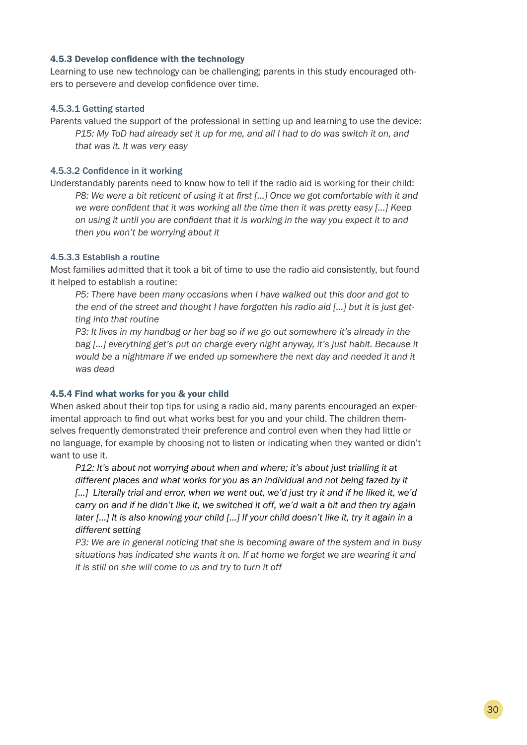### 4.5.3 Develop confidence with the technology

Learning to use new technology can be challenging; parents in this study encouraged others to persevere and develop confidence over time.

#### 4.5.3.1 Getting started

Parents valued the support of the professional in setting up and learning to use the device:

> *P15: My ToD had already set it up for me, and all I had to do was switch it on, and that was it. It was very easy*

#### 4.5.3.2 Confidence in it working

Understandably parents need to know how to tell if the radio aid is working for their child:

> *P8: We were a bit reticent of using it at first [...] Once we got comfortable with it and we were confident that it was working all the time then it was pretty easy [...] Keep on using it until you are confident that it is working in the way you expect it to and then you won't be worrying about it*

#### 4.5.3.3 Establish a routine

Most families admitted that it took a bit of time to use the radio aid consistently, but found it helped to establish a routine:

> *P5: There have been many occasions when I have walked out this door and got to the end of the street and thought I have forgotten his radio aid [...] but it is just getting into that routine*
>
> *P3: It lives in my handbag or her bag so if we go out somewhere it's already in the bag [...] everything get's put on charge every night anyway, it's just habit. Because it would be a nightmare if we ended up somewhere the next day and needed it and it was dead*

### 4.5.4 Find what works for you & your child

When asked about their top tips for using a radio aid, many parents encouraged an experimental approach to find out what works best for you and your child. The children themselves frequently demonstrated their preference and control even when they had little or no language, for example by choosing not to listen or indicating when they wanted or didn't want to use it.

> *P12: It's about not worrying about when and where; it's about just trialling it at different places and what works for you as an individual and not being fazed by it [...] Literally trial and error, when we went out, we'd just try it and if he liked it, we'd carry on and if he didn't like it, we switched it off, we'd wait a bit and then try again later [...] It is also knowing your child [...] If your child doesn't like it, try it again in a different setting*
>
> *P3: We are in general noticing that she is becoming aware of the system and in busy situations has indicated she wants it on. If at home we forget we are wearing it and it is still on she will come to us and try to turn it off*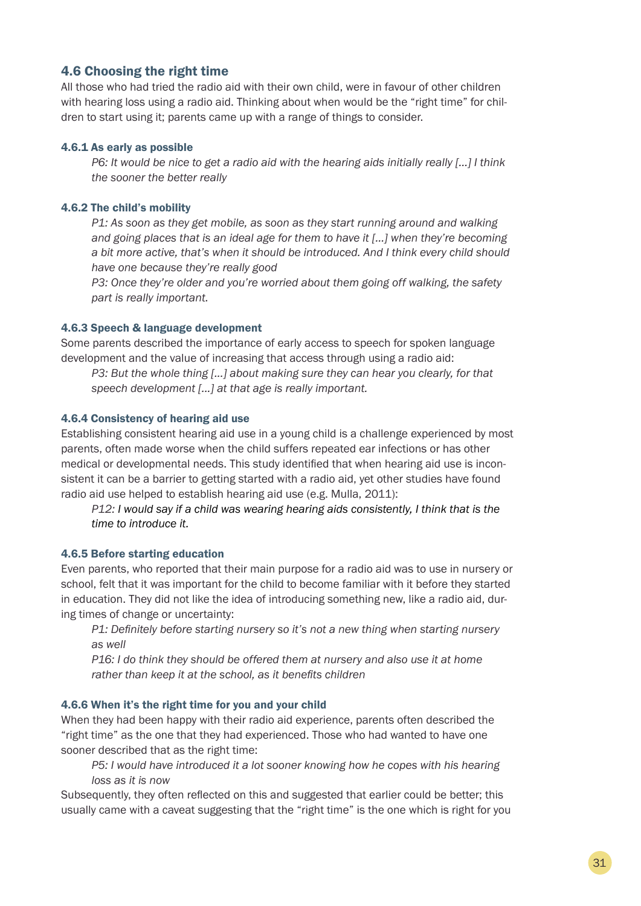## 4.6 Choosing the right time

All those who had tried the radio aid with their own child, were in favour of other children with hearing loss using a radio aid. Thinking about when would be the "right time" for children to start using it; parents came up with a range of things to consider.

### 4.6.1 As early as possible

*P6: It would be nice to get a radio aid with the hearing aids initially really [...] I think the sooner the better really*

### 4.6.2 The child's mobility

*P1: As soon as they get mobile, as soon as they start running around and walking and going places that is an ideal age for them to have it [...] when they're becoming a bit more active, that's when it should be introduced. And I think every child should have one because they're really good*

*P3: Once they're older and you're worried about them going off walking, the safety part is really important.*

### 4.6.3 Speech & language development

Some parents described the importance of early access to speech for spoken language development and the value of increasing that access through using a radio aid:

*P3: But the whole thing [...] about making sure they can hear you clearly, for that speech development [...] at that age is really important.*

### 4.6.4 Consistency of hearing aid use

Establishing consistent hearing aid use in a young child is a challenge experienced by most parents, often made worse when the child suffers repeated ear infections or has other medical or developmental needs. This study identified that when hearing aid use is inconsistent it can be a barrier to getting started with a radio aid, yet other studies have found radio aid use helped to establish hearing aid use (e.g. Mulla, 2011):

*P12: I would say if a child was wearing hearing aids consistently, I think that is the time to introduce it.*

### 4.6.5 Before starting education

Even parents, who reported that their main purpose for a radio aid was to use in nursery or school, felt that it was important for the child to become familiar with it before they started in education. They did not like the idea of introducing something new, like a radio aid, during times of change or uncertainty:

*P1: Definitely before starting nursery so it's not a new thing when starting nursery as well*

*P16: I do think they should be offered them at nursery and also use it at home rather than keep it at the school, as it benefits children*

### 4.6.6 When it's the right time for you and your child

When they had been happy with their radio aid experience, parents often described the "right time" as the one that they had experienced. Those who had wanted to have one sooner described that as the right time:

*P5: I would have introduced it a lot sooner knowing how he copes with his hearing loss as it is now*

Subsequently, they often reflected on this and suggested that earlier could be better; this usually came with a caveat suggesting that the "right time" is the one which is right for you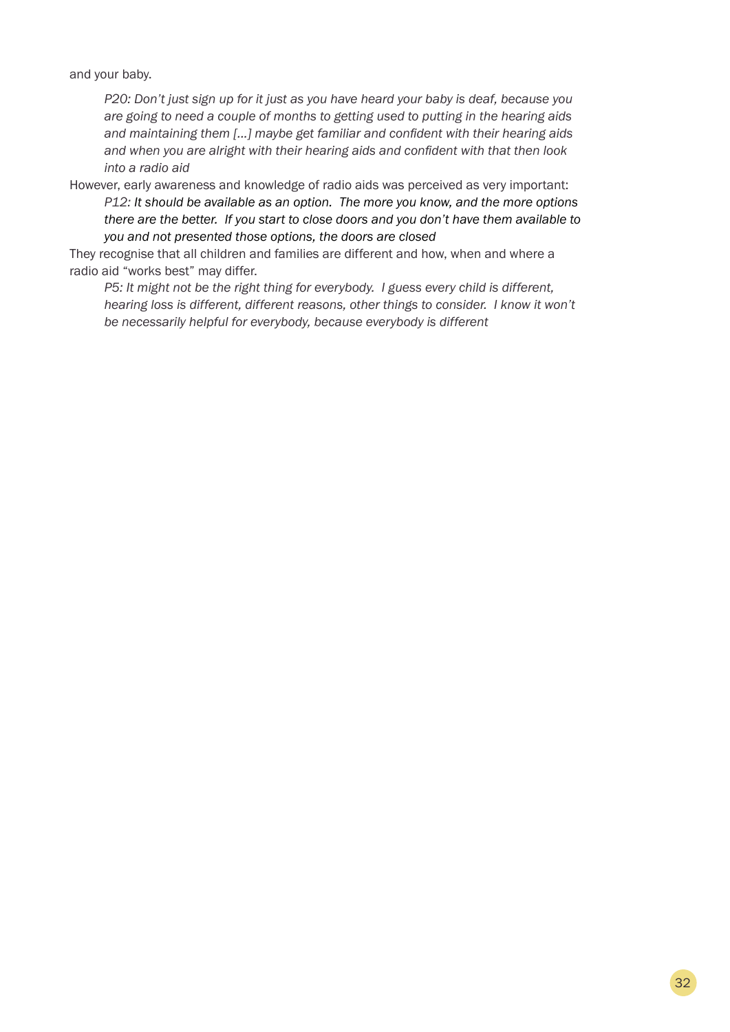and your baby.

> *P20: Don't just sign up for it just as you have heard your baby is deaf, because you are going to need a couple of months to getting used to putting in the hearing aids and maintaining them […] maybe get familiar and confident with their hearing aids and when you are alright with their hearing aids and confident with that then look into a radio aid*

However, early awareness and knowledge of radio aids was perceived as very important:

> *P12: It should be available as an option. The more you know, and the more options there are the better. If you start to close doors and you don't have them available to you and not presented those options, the doors are closed*

They recognise that all children and families are different and how, when and where a radio aid "works best" may differ.

> *P5: It might not be the right thing for everybody. I guess every child is different, hearing loss is different, different reasons, other things to consider. I know it won't be necessarily helpful for everybody, because everybody is different*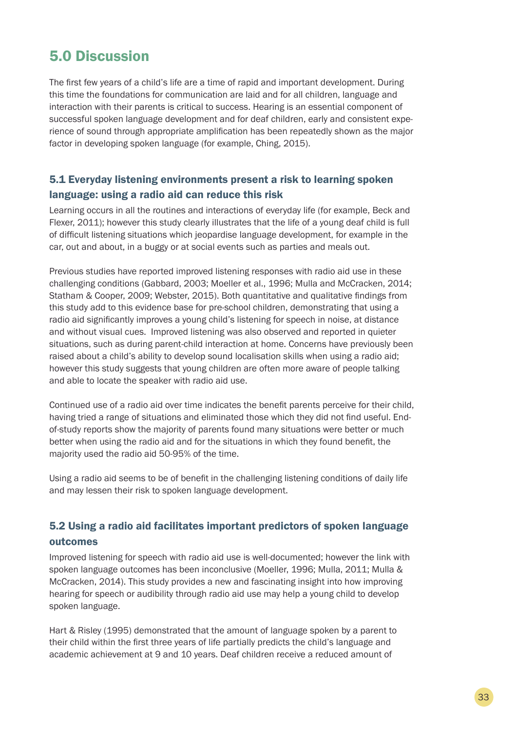# 5.0 Discussion

The first few years of a child's life are a time of rapid and important development. During this time the foundations for communication are laid and for all children, language and interaction with their parents is critical to success. Hearing is an essential component of successful spoken language development and for deaf children, early and consistent experience of sound through appropriate amplification has been repeatedly shown as the major factor in developing spoken language (for example, Ching, 2015).

## 5.1 Everyday listening environments present a risk to learning spoken language: using a radio aid can reduce this risk

Learning occurs in all the routines and interactions of everyday life (for example, Beck and Flexer, 2011); however this study clearly illustrates that the life of a young deaf child is full of difficult listening situations which jeopardise language development, for example in the car, out and about, in a buggy or at social events such as parties and meals out.

Previous studies have reported improved listening responses with radio aid use in these challenging conditions (Gabbard, 2003; Moeller et al., 1996; Mulla and McCracken, 2014; Statham & Cooper, 2009; Webster, 2015). Both quantitative and qualitative findings from this study add to this evidence base for pre-school children, demonstrating that using a radio aid significantly improves a young child's listening for speech in noise, at distance and without visual cues. Improved listening was also observed and reported in quieter situations, such as during parent-child interaction at home. Concerns have previously been raised about a child's ability to develop sound localisation skills when using a radio aid; however this study suggests that young children are often more aware of people talking and able to locate the speaker with radio aid use.

Continued use of a radio aid over time indicates the benefit parents perceive for their child, having tried a range of situations and eliminated those which they did not find useful. End-of-study reports show the majority of parents found many situations were better or much better when using the radio aid and for the situations in which they found benefit, the majority used the radio aid 50-95% of the time.

Using a radio aid seems to be of benefit in the challenging listening conditions of daily life and may lessen their risk to spoken language development.

## 5.2 Using a radio aid facilitates important predictors of spoken language outcomes

Improved listening for speech with radio aid use is well-documented; however the link with spoken language outcomes has been inconclusive (Moeller, 1996; Mulla, 2011; Mulla & McCracken, 2014). This study provides a new and fascinating insight into how improving hearing for speech or audibility through radio aid use may help a young child to develop spoken language.

Hart & Risley (1995) demonstrated that the amount of language spoken by a parent to their child within the first three years of life partially predicts the child's language and academic achievement at 9 and 10 years. Deaf children receive a reduced amount of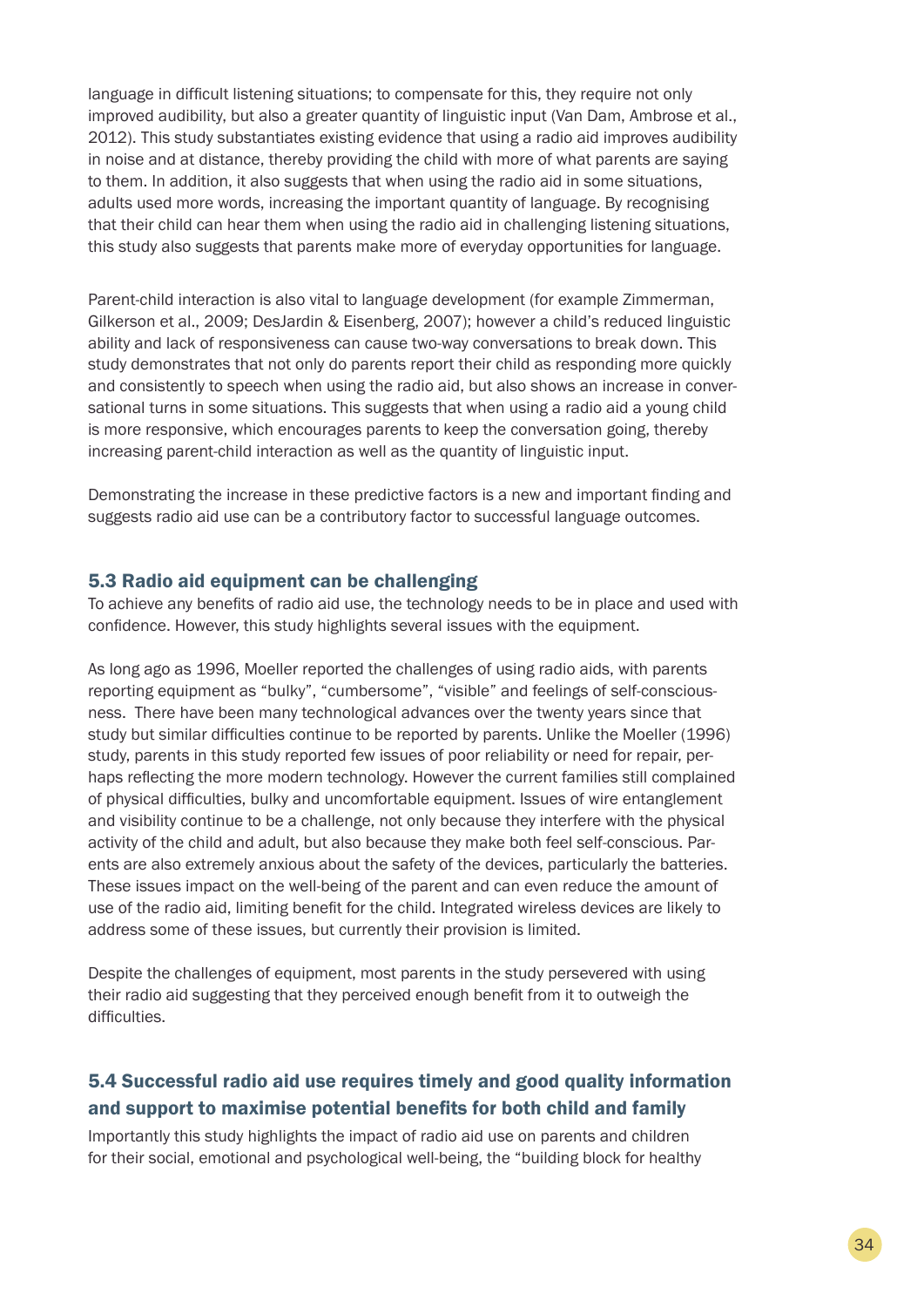language in difficult listening situations; to compensate for this, they require not only improved audibility, but also a greater quantity of linguistic input (Van Dam, Ambrose et al., 2012). This study substantiates existing evidence that using a radio aid improves audibility in noise and at distance, thereby providing the child with more of what parents are saying to them. In addition, it also suggests that when using the radio aid in some situations, adults used more words, increasing the important quantity of language. By recognising that their child can hear them when using the radio aid in challenging listening situations, this study also suggests that parents make more of everyday opportunities for language.

Parent-child interaction is also vital to language development (for example Zimmerman, Gilkerson et al., 2009; DesJardin & Eisenberg, 2007); however a child's reduced linguistic ability and lack of responsiveness can cause two-way conversations to break down. This study demonstrates that not only do parents report their child as responding more quickly and consistently to speech when using the radio aid, but also shows an increase in conversational turns in some situations. This suggests that when using a radio aid a young child is more responsive, which encourages parents to keep the conversation going, thereby increasing parent-child interaction as well as the quantity of linguistic input.

Demonstrating the increase in these predictive factors is a new and important finding and suggests radio aid use can be a contributory factor to successful language outcomes.

### 5.3 Radio aid equipment can be challenging

To achieve any benefits of radio aid use, the technology needs to be in place and used with confidence. However, this study highlights several issues with the equipment.

As long ago as 1996, Moeller reported the challenges of using radio aids, with parents reporting equipment as "bulky", "cumbersome", "visible" and feelings of self-consciousness. There have been many technological advances over the twenty years since that study but similar difficulties continue to be reported by parents. Unlike the Moeller (1996) study, parents in this study reported few issues of poor reliability or need for repair, perhaps reflecting the more modern technology. However the current families still complained of physical difficulties, bulky and uncomfortable equipment. Issues of wire entanglement and visibility continue to be a challenge, not only because they interfere with the physical activity of the child and adult, but also because they make both feel self-conscious. Parents are also extremely anxious about the safety of the devices, particularly the batteries. These issues impact on the well-being of the parent and can even reduce the amount of use of the radio aid, limiting benefit for the child. Integrated wireless devices are likely to address some of these issues, but currently their provision is limited.

Despite the challenges of equipment, most parents in the study persevered with using their radio aid suggesting that they perceived enough benefit from it to outweigh the difficulties.

### 5.4 Successful radio aid use requires timely and good quality information and support to maximise potential benefits for both child and family

Importantly this study highlights the impact of radio aid use on parents and children for their social, emotional and psychological well-being, the "building block for healthy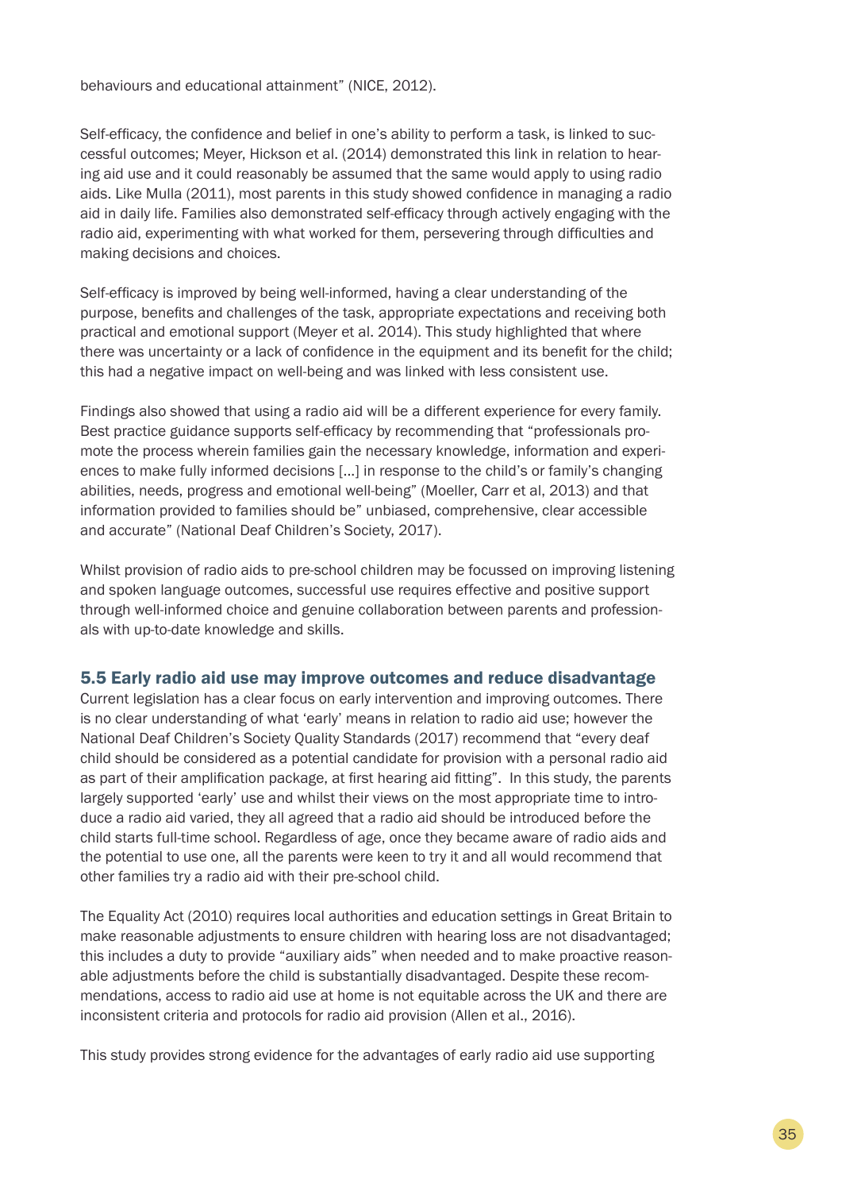behaviours and educational attainment" (NICE, 2012).

Self-efficacy, the confidence and belief in one's ability to perform a task, is linked to successful outcomes; Meyer, Hickson et al. (2014) demonstrated this link in relation to hearing aid use and it could reasonably be assumed that the same would apply to using radio aids. Like Mulla (2011), most parents in this study showed confidence in managing a radio aid in daily life. Families also demonstrated self-efficacy through actively engaging with the radio aid, experimenting with what worked for them, persevering through difficulties and making decisions and choices.

Self-efficacy is improved by being well-informed, having a clear understanding of the purpose, benefits and challenges of the task, appropriate expectations and receiving both practical and emotional support (Meyer et al. 2014). This study highlighted that where there was uncertainty or a lack of confidence in the equipment and its benefit for the child; this had a negative impact on well-being and was linked with less consistent use.

Findings also showed that using a radio aid will be a different experience for every family. Best practice guidance supports self-efficacy by recommending that "professionals promote the process wherein families gain the necessary knowledge, information and experiences to make fully informed decisions [...] in response to the child's or family's changing abilities, needs, progress and emotional well-being" (Moeller, Carr et al, 2013) and that information provided to families should be" unbiased, comprehensive, clear accessible and accurate" (National Deaf Children's Society, 2017).

Whilst provision of radio aids to pre-school children may be focussed on improving listening and spoken language outcomes, successful use requires effective and positive support through well-informed choice and genuine collaboration between parents and professionals with up-to-date knowledge and skills.

### 5.5 Early radio aid use may improve outcomes and reduce disadvantage

Current legislation has a clear focus on early intervention and improving outcomes. There is no clear understanding of what 'early' means in relation to radio aid use; however the National Deaf Children's Society Quality Standards (2017) recommend that "every deaf child should be considered as a potential candidate for provision with a personal radio aid as part of their amplification package, at first hearing aid fitting". In this study, the parents largely supported 'early' use and whilst their views on the most appropriate time to introduce a radio aid varied, they all agreed that a radio aid should be introduced before the child starts full-time school. Regardless of age, once they became aware of radio aids and the potential to use one, all the parents were keen to try it and all would recommend that other families try a radio aid with their pre-school child.

The Equality Act (2010) requires local authorities and education settings in Great Britain to make reasonable adjustments to ensure children with hearing loss are not disadvantaged; this includes a duty to provide "auxiliary aids" when needed and to make proactive reasonable adjustments before the child is substantially disadvantaged. Despite these recommendations, access to radio aid use at home is not equitable across the UK and there are inconsistent criteria and protocols for radio aid provision (Allen et al., 2016).

This study provides strong evidence for the advantages of early radio aid use supporting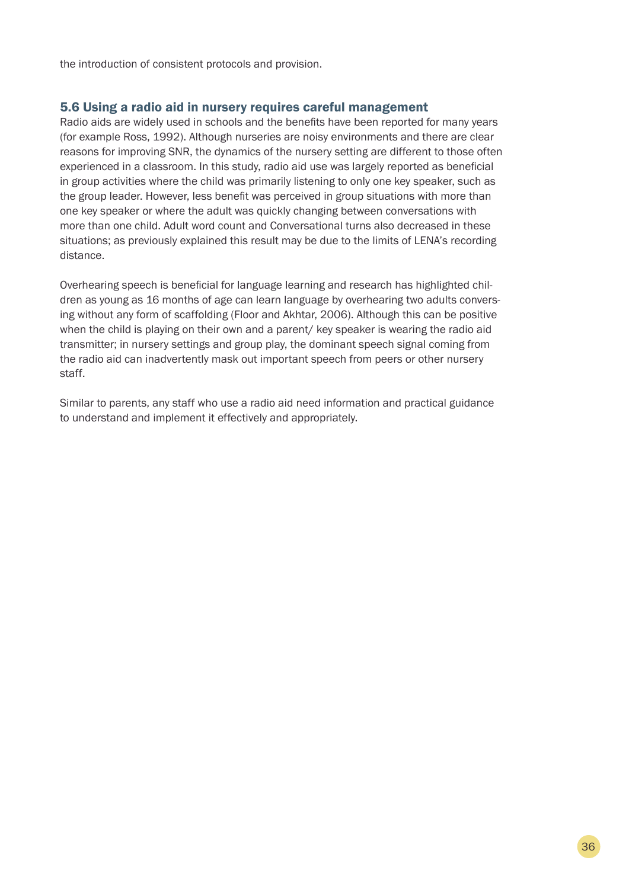the introduction of consistent protocols and provision.

## 5.6 Using a radio aid in nursery requires careful management

Radio aids are widely used in schools and the benefits have been reported for many years (for example Ross, 1992). Although nurseries are noisy environments and there are clear reasons for improving SNR, the dynamics of the nursery setting are different to those often experienced in a classroom. In this study, radio aid use was largely reported as beneficial in group activities where the child was primarily listening to only one key speaker, such as the group leader. However, less benefit was perceived in group situations with more than one key speaker or where the adult was quickly changing between conversations with more than one child. Adult word count and Conversational turns also decreased in these situations; as previously explained this result may be due to the limits of LENA's recording distance.

Overhearing speech is beneficial for language learning and research has highlighted children as young as 16 months of age can learn language by overhearing two adults conversing without any form of scaffolding (Floor and Akhtar, 2006). Although this can be positive when the child is playing on their own and a parent/ key speaker is wearing the radio aid transmitter; in nursery settings and group play, the dominant speech signal coming from the radio aid can inadvertently mask out important speech from peers or other nursery staff.

Similar to parents, any staff who use a radio aid need information and practical guidance to understand and implement it effectively and appropriately.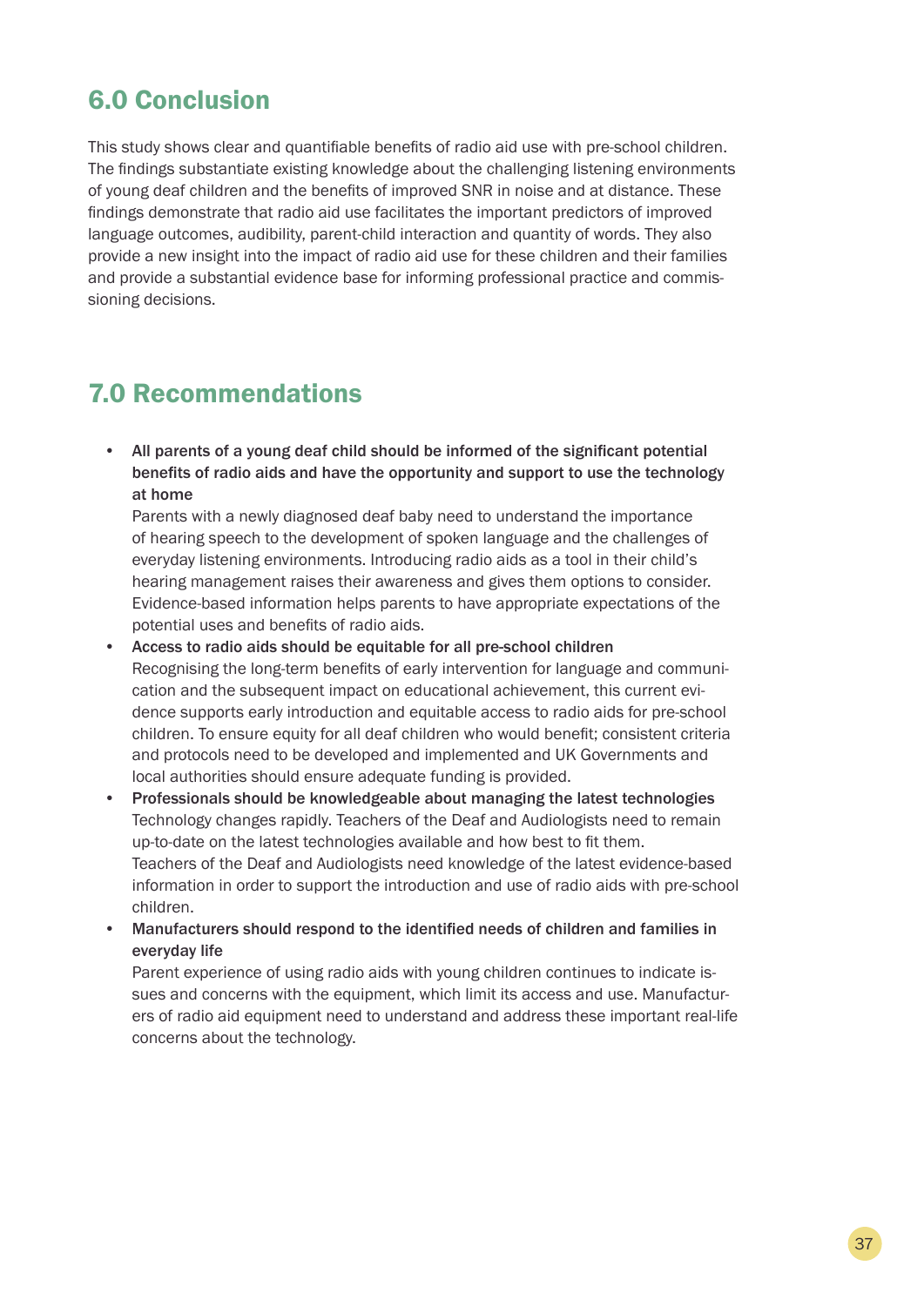## 6.0 Conclusion

This study shows clear and quantifiable benefits of radio aid use with pre-school children. The findings substantiate existing knowledge about the challenging listening environments of young deaf children and the benefits of improved SNR in noise and at distance. These findings demonstrate that radio aid use facilitates the important predictors of improved language outcomes, audibility, parent-child interaction and quantity of words. They also provide a new insight into the impact of radio aid use for these children and their families and provide a substantial evidence base for informing professional practice and commissioning decisions.

## 7.0 Recommendations

- **All parents of a young deaf child should be informed of the significant potential benefits of radio aids and have the opportunity and support to use the technology at home**
  Parents with a newly diagnosed deaf baby need to understand the importance of hearing speech to the development of spoken language and the challenges of everyday listening environments. Introducing radio aids as a tool in their child's hearing management raises their awareness and gives them options to consider. Evidence-based information helps parents to have appropriate expectations of the potential uses and benefits of radio aids.
- **Access to radio aids should be equitable for all pre-school children**
  Recognising the long-term benefits of early intervention for language and communication and the subsequent impact on educational achievement, this current evidence supports early introduction and equitable access to radio aids for pre-school children. To ensure equity for all deaf children who would benefit; consistent criteria and protocols need to be developed and implemented and UK Governments and local authorities should ensure adequate funding is provided.
- **Professionals should be knowledgeable about managing the latest technologies**
  Technology changes rapidly. Teachers of the Deaf and Audiologists need to remain up-to-date on the latest technologies available and how best to fit them. Teachers of the Deaf and Audiologists need knowledge of the latest evidence-based information in order to support the introduction and use of radio aids with pre-school children.
- **Manufacturers should respond to the identified needs of children and families in everyday life**
  Parent experience of using radio aids with young children continues to indicate issues and concerns with the equipment, which limit its access and use. Manufacturers of radio aid equipment need to understand and address these important real-life concerns about the technology.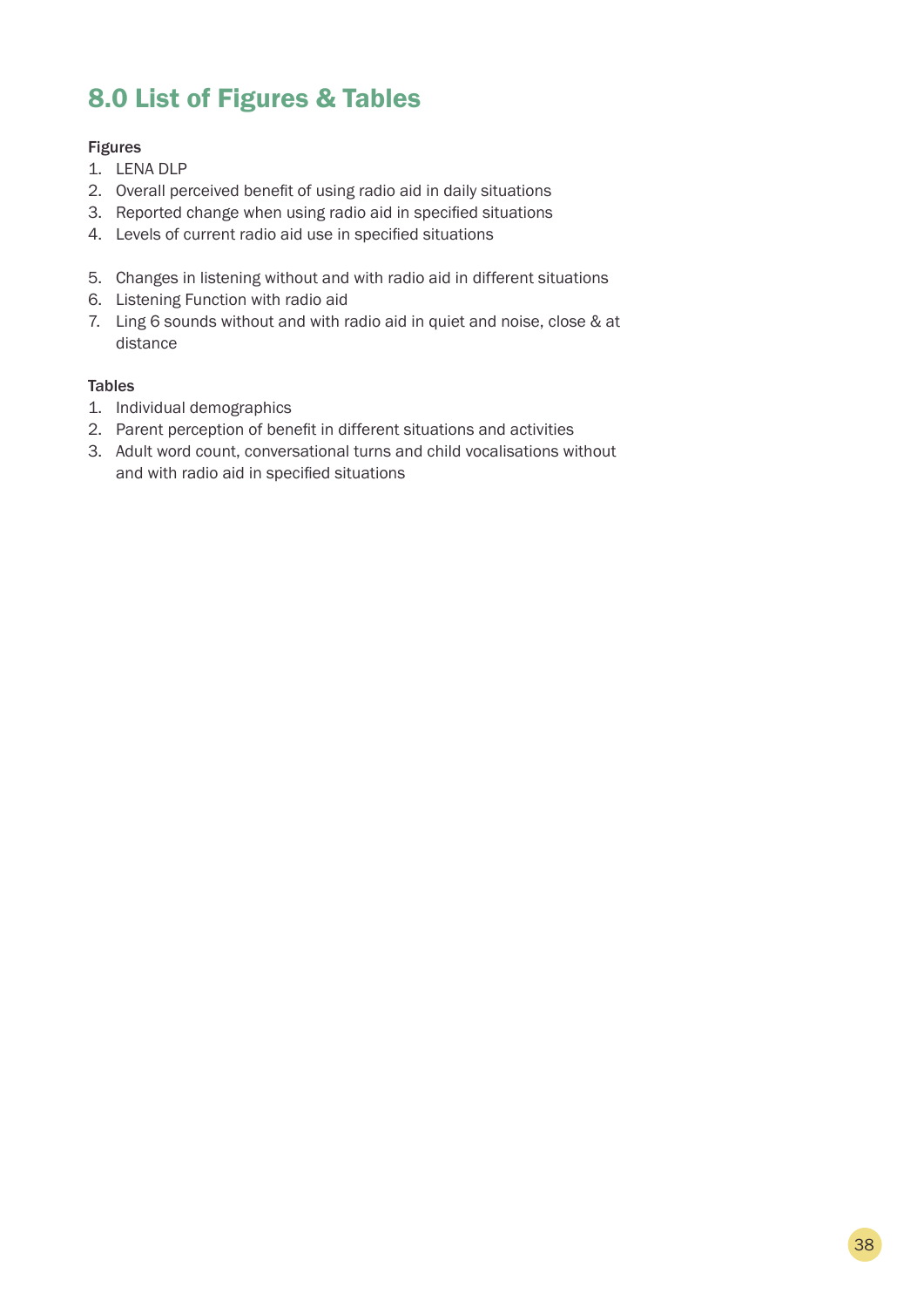# 8.0 List of Figures & Tables

**Figures**

1. LENA DLP
2. Overall perceived benefit of using radio aid in daily situations
3. Reported change when using radio aid in specified situations
4. Levels of current radio aid use in specified situations
5. Changes in listening without and with radio aid in different situations
6. Listening Function with radio aid
7. Ling 6 sounds without and with radio aid in quiet and noise, close & at distance

**Tables**

1. Individual demographics
2. Parent perception of benefit in different situations and activities
3. Adult word count, conversational turns and child vocalisations without and with radio aid in specified situations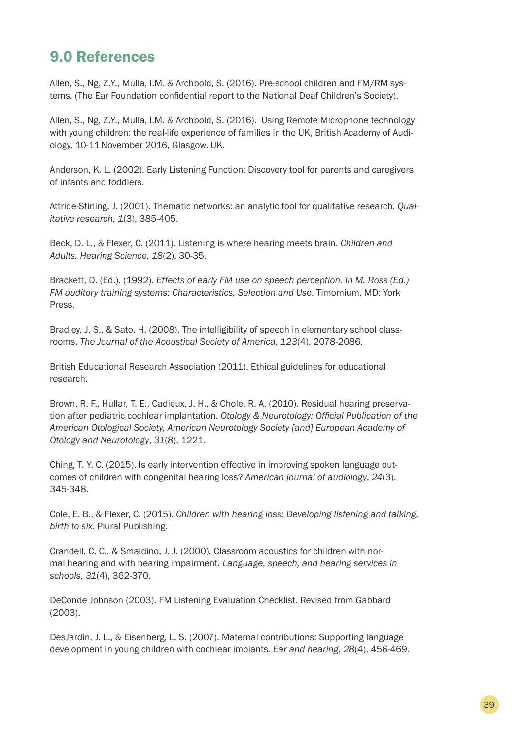## 9.0 References

Allen, S., Ng, Z.Y., Mulla, I.M. & Archbold, S. (2016). Pre-school children and FM/RM systems. (The Ear Foundation confidential report to the National Deaf Children's Society).

Allen, S., Ng, Z.Y., Mulla, I.M. & Archbold, S. (2016). Using Remote Microphone technology with young children: the real-life experience of families in the UK, British Academy of Audiology, 10-11 November 2016, Glasgow, UK.

Anderson, K. L. (2002). Early Listening Function: Discovery tool for parents and caregivers of infants and toddlers.

Attride-Stirling, J. (2001). Thematic networks: an analytic tool for qualitative research. *Qualitative research*, *1*(3), 385-405.

Beck, D. L., & Flexer, C. (2011). Listening is where hearing meets brain. *Children and Adults. Hearing Science*, *18*(2), 30-35.

Brackett, D. (Ed.). (1992). *Effects of early FM use on speech perception. In M. Ross (Ed.) FM auditory training systems: Characteristics, Selection and Use*. Timomium, MD: York Press.

Bradley, J. S., & Sato, H. (2008). The intelligibility of speech in elementary school classrooms. *The Journal of the Acoustical Society of America*, *123*(4), 2078-2086.

British Educational Research Association (2011). Ethical guidelines for educational research.

Brown, R. F., Hullar, T. E., Cadieux, J. H., & Chole, R. A. (2010). Residual hearing preservation after pediatric cochlear implantation. *Otology & Neurotology: Official Publication of the American Otological Society, American Neurotology Society [and] European Academy of Otology and Neurotology*, *31*(8), 1221.

Ching, T. Y. C. (2015). Is early intervention effective in improving spoken language outcomes of children with congenital hearing loss? *American journal of audiology*, *24*(3), 345-348.

Cole, E. B., & Flexer, C. (2015). *Children with hearing loss: Developing listening and talking, birth to six*. Plural Publishing.

Crandell, C. C., & Smaldino, J. J. (2000). Classroom acoustics for children with normal hearing and with hearing impairment. *Language, speech, and hearing services in schools*, *31*(4), 362-370.

DeConde Johnson (2003). FM Listening Evaluation Checklist. Revised from Gabbard (2003).

DesJardin, J. L., & Eisenberg, L. S. (2007). Maternal contributions: Supporting language development in young children with cochlear implants. *Ear and hearing*, *28*(4), 456-469.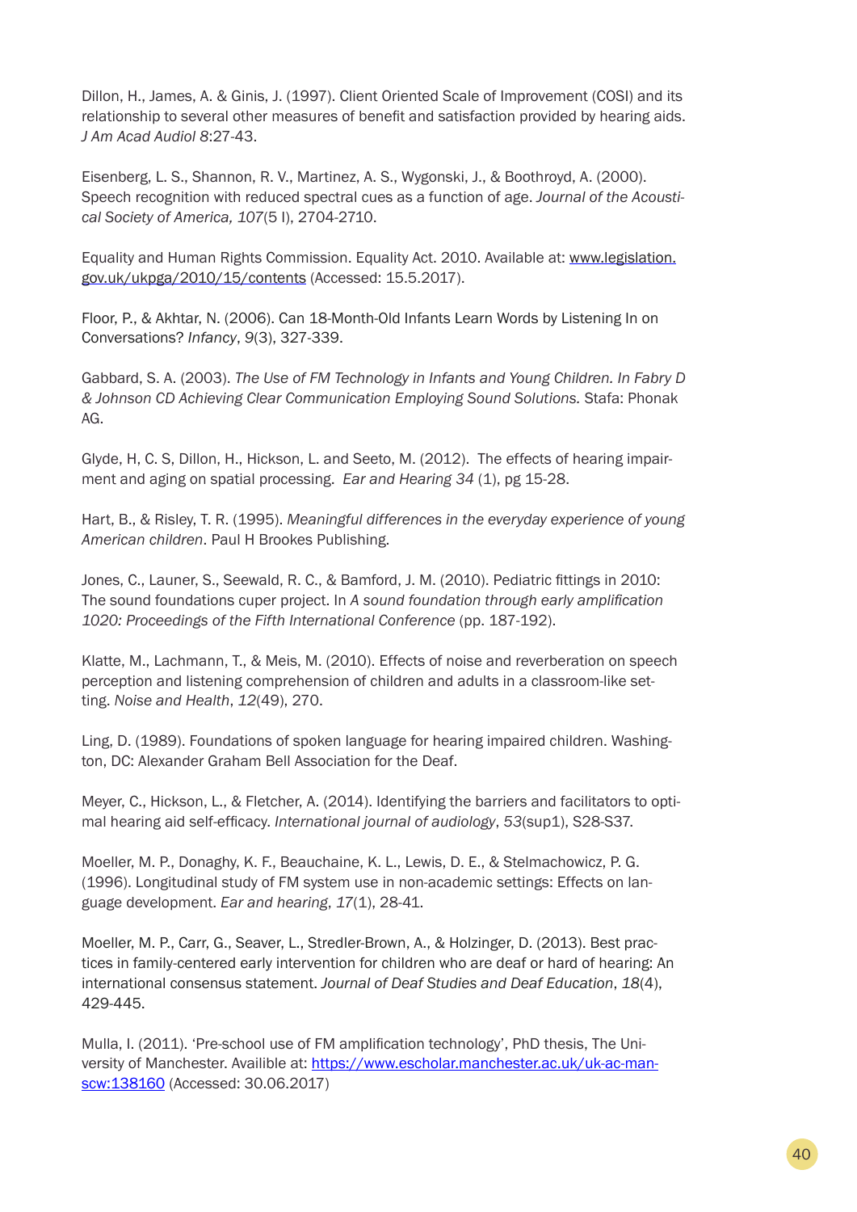Dillon, H., James, A. & Ginis, J. (1997). Client Oriented Scale of Improvement (COSI) and its relationship to several other measures of benefit and satisfaction provided by hearing aids. *J Am Acad Audiol 8*:27-43.

Eisenberg, L. S., Shannon, R. V., Martinez, A. S., Wygonski, J., & Boothroyd, A. (2000). Speech recognition with reduced spectral cues as a function of age. *Journal of the Acoustical Society of America, 107*(5 I), 2704-2710.

Equality and Human Rights Commission. Equality Act. 2010. Available at: www.legislation.gov.uk/ukpga/2010/15/contents (Accessed: 15.5.2017).

Floor, P., & Akhtar, N. (2006). Can 18-Month-Old Infants Learn Words by Listening In on Conversations? *Infancy*, *9*(3), 327-339.

Gabbard, S. A. (2003). *The Use of FM Technology in Infants and Young Children. In Fabry D & Johnson CD Achieving Clear Communication Employing Sound Solutions.* Stafa: Phonak AG.

Glyde, H, C. S, Dillon, H., Hickson, L. and Seeto, M. (2012). The effects of hearing impairment and aging on spatial processing. *Ear and Hearing 34* (1), pg 15-28.

Hart, B., & Risley, T. R. (1995). *Meaningful differences in the everyday experience of young American children*. Paul H Brookes Publishing.

Jones, C., Launer, S., Seewald, R. C., & Bamford, J. M. (2010). Pediatric fittings in 2010: The sound foundations cuper project. In *A sound foundation through early amplification 1020: Proceedings of the Fifth International Conference* (pp. 187-192).

Klatte, M., Lachmann, T., & Meis, M. (2010). Effects of noise and reverberation on speech perception and listening comprehension of children and adults in a classroom-like setting. *Noise and Health*, *12*(49), 270.

Ling, D. (1989). Foundations of spoken language for hearing impaired children. Washington, DC: Alexander Graham Bell Association for the Deaf.

Meyer, C., Hickson, L., & Fletcher, A. (2014). Identifying the barriers and facilitators to optimal hearing aid self-efficacy. *International journal of audiology*, *53*(sup1), S28-S37.

Moeller, M. P., Donaghy, K. F., Beauchaine, K. L., Lewis, D. E., & Stelmachowicz, P. G. (1996). Longitudinal study of FM system use in non-academic settings: Effects on language development. *Ear and hearing*, *17*(1), 28-41.

Moeller, M. P., Carr, G., Seaver, L., Stredler-Brown, A., & Holzinger, D. (2013). Best practices in family-centered early intervention for children who are deaf or hard of hearing: An international consensus statement. *Journal of Deaf Studies and Deaf Education*, *18*(4), 429-445.

Mulla, I. (2011). 'Pre-school use of FM amplification technology', PhD thesis, The University of Manchester. Availible at: https://www.escholar.manchester.ac.uk/uk-ac-man-scw:138160 (Accessed: 30.06.2017)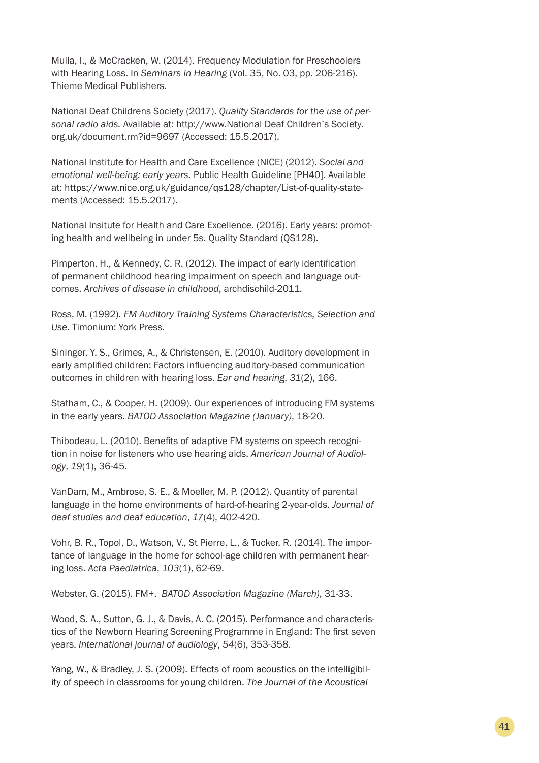Mulla, I., & McCracken, W. (2014). Frequency Modulation for Preschoolers with Hearing Loss. In *Seminars in Hearing* (Vol. 35, No. 03, pp. 206-216). Thieme Medical Publishers.

National Deaf Childrens Society (2017). *Quality Standards for the use of personal radio aids.* Available at: http://www.National Deaf Children's Society.org.uk/document.rm?id=9697 (Accessed: 15.5.2017).

National Institute for Health and Care Excellence (NICE) (2012). *Social and emotional well-being: early years.* Public Health Guideline [PH40]. Available at: https://www.nice.org.uk/guidance/qs128/chapter/List-of-quality-statements (Accessed: 15.5.2017).

National Insitute for Health and Care Excellence. (2016). Early years: promoting health and wellbeing in under 5s. Quality Standard (QS128).

Pimperton, H., & Kennedy, C. R. (2012). The impact of early identification of permanent childhood hearing impairment on speech and language outcomes. *Archives of disease in childhood*, archdischild-2011.

Ross, M. (1992). *FM Auditory Training Systems Characteristics, Selection and Use*. Timonium: York Press.

Sininger, Y. S., Grimes, A., & Christensen, E. (2010). Auditory development in early amplified children: Factors influencing auditory-based communication outcomes in children with hearing loss. *Ear and hearing*, *31*(2), 166.

Statham, C., & Cooper, H. (2009). Our experiences of introducing FM systems in the early years. *BATOD Association Magazine (January)*, 18-20.

Thibodeau, L. (2010). Benefits of adaptive FM systems on speech recognition in noise for listeners who use hearing aids. *American Journal of Audiology*, *19*(1), 36-45.

VanDam, M., Ambrose, S. E., & Moeller, M. P. (2012). Quantity of parental language in the home environments of hard-of-hearing 2-year-olds. *Journal of deaf studies and deaf education*, *17*(4), 402-420.

Vohr, B. R., Topol, D., Watson, V., St Pierre, L., & Tucker, R. (2014). The importance of language in the home for school-age children with permanent hearing loss. *Acta Paediatrica*, *103*(1), 62-69.

Webster, G. (2015). FM+. *BATOD Association Magazine (March)*, 31-33.

Wood, S. A., Sutton, G. J., & Davis, A. C. (2015). Performance and characteristics of the Newborn Hearing Screening Programme in England: The first seven years. *International journal of audiology*, *54*(6), 353-358.

Yang, W., & Bradley, J. S. (2009). Effects of room acoustics on the intelligibility of speech in classrooms for young children. *The Journal of the Acoustical*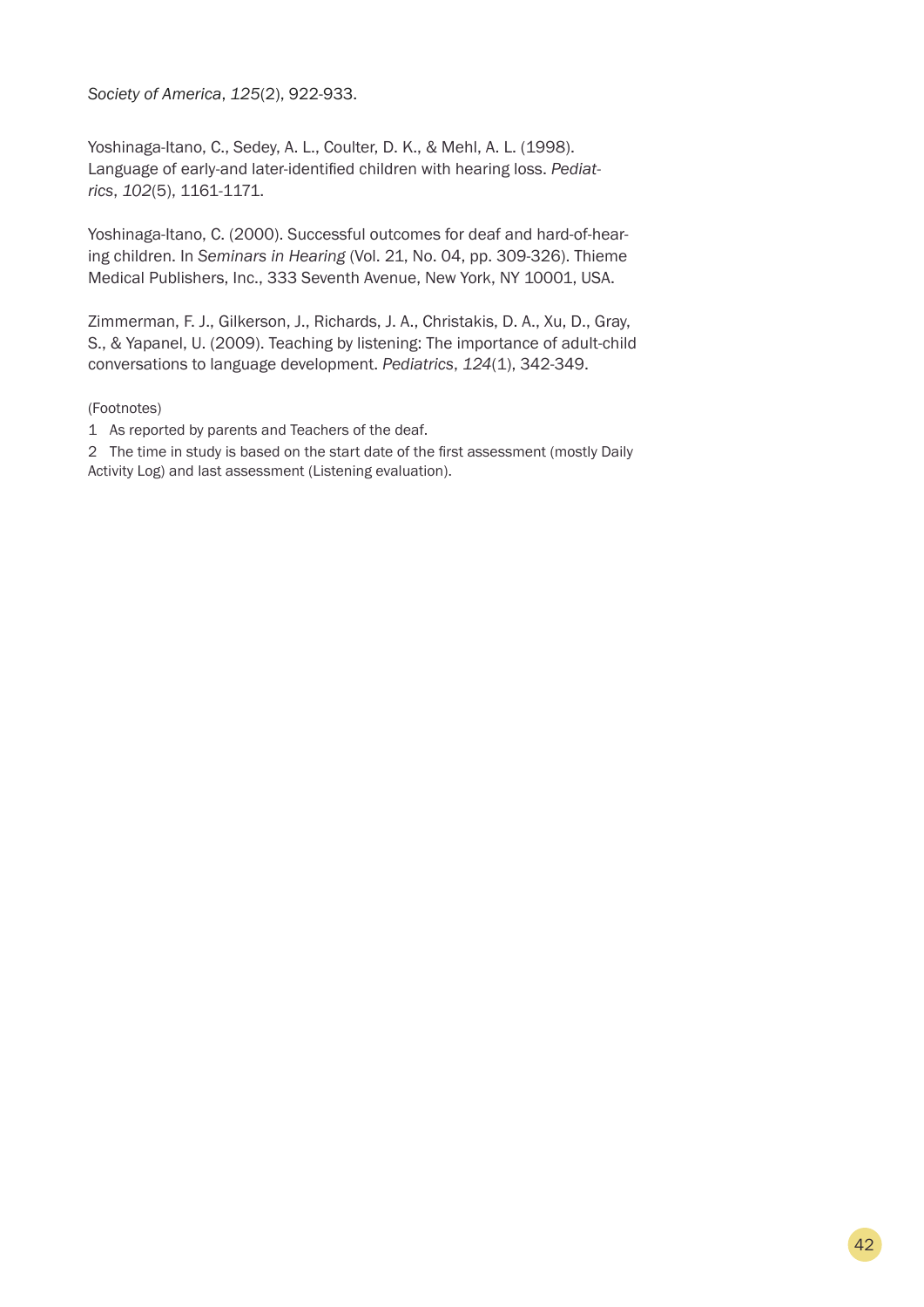*Society of America*, *125*(2), 922-933.

Yoshinaga-Itano, C., Sedey, A. L., Coulter, D. K., & Mehl, A. L. (1998). Language of early-and later-identified children with hearing loss. *Pediatrics*, *102*(5), 1161-1171.

Yoshinaga-Itano, C. (2000). Successful outcomes for deaf and hard-of-hearing children. In *Seminars in Hearing* (Vol. 21, No. 04, pp. 309-326). Thieme Medical Publishers, Inc., 333 Seventh Avenue, New York, NY 10001, USA.

Zimmerman, F. J., Gilkerson, J., Richards, J. A., Christakis, D. A., Xu, D., Gray, S., & Yapanel, U. (2009). Teaching by listening: The importance of adult-child conversations to language development. *Pediatrics*, *124*(1), 342-349.

(Footnotes)

1 As reported by parents and Teachers of the deaf.

2 The time in study is based on the start date of the first assessment (mostly Daily Activity Log) and last assessment (Listening evaluation).